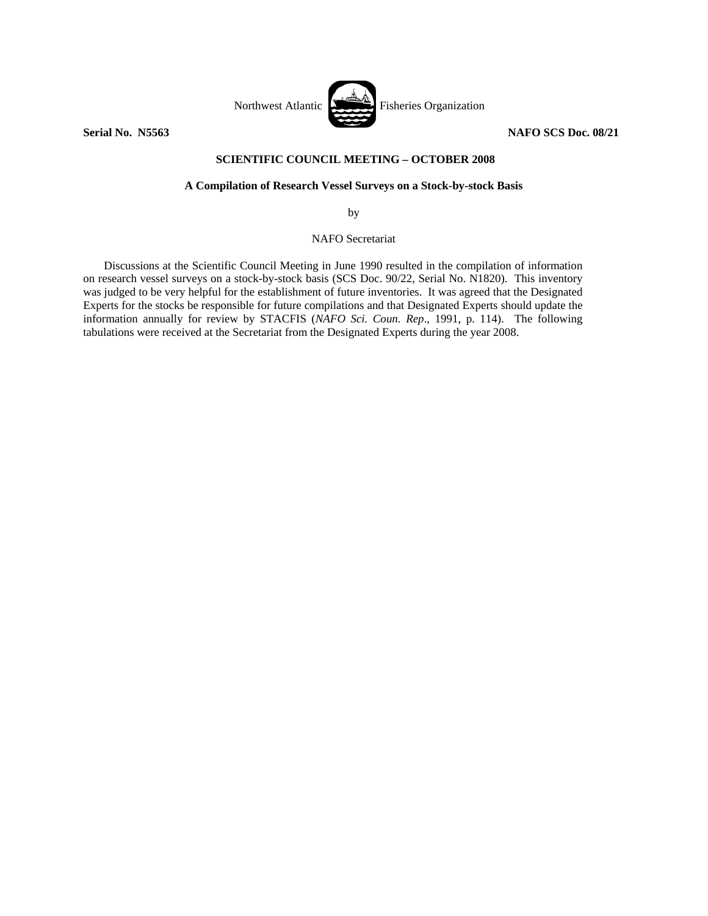Northwest Atlantic Fisheries Organization

**Serial No. N5563** **NAFO SCS Doc. 08/21**

**SCIENTIFIC COUNCIL MEETING – OCTOBER 2008**

**A Compilation of Research Vessel Surveys on a Stock-by-stock Basis**

by

NAFO Secretariat

Discussions at the Scientific Council Meeting in June 1990 resulted in the compilation of information on research vessel surveys on a stock-by-stock basis (SCS Doc. 90/22, Serial No. N1820). This inventory was judged to be very helpful for the establishment of future inventories. It was agreed that the Designated Experts for the stocks be responsible for future compilations and that Designated Experts should update the information annually for review by STACFIS (*NAFO Sci. Coun. Rep*., 1991, p. 114). The following tabulations were received at the Secretariat from the Designated Experts during the year 2008.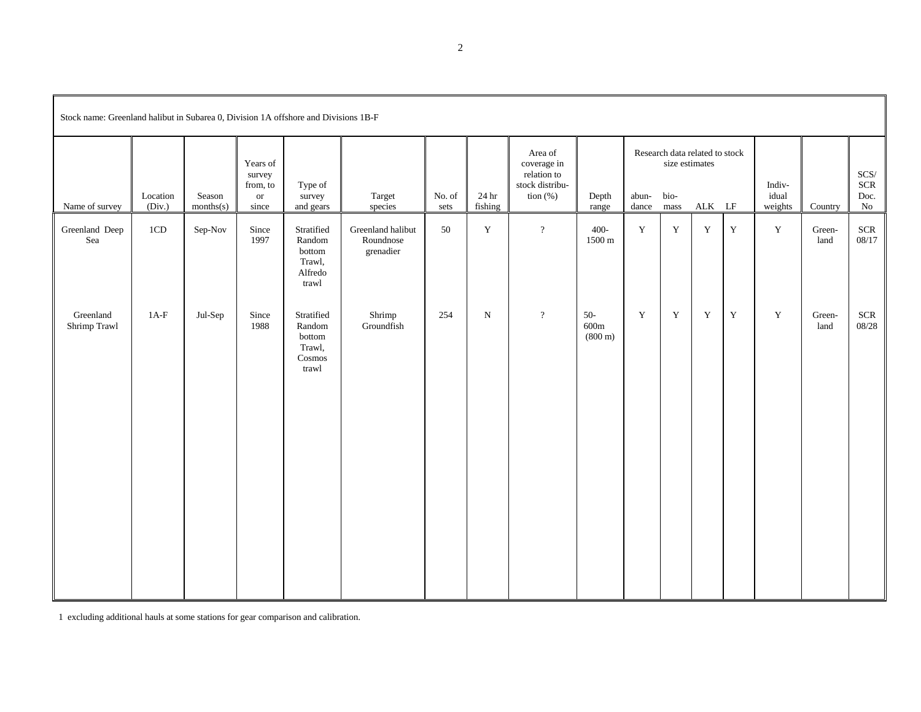| Stock name: Greenland halibut in Subarea 0, Division 1A offshore and Divisions 1B-F | | | | | | | | | | | | | | | | |
|---|---|---|---|---|---|---|---|---|---|---|---|---|---|---|---|---|
| Name of survey | Location (Div.) | Season months(s) | Years of survey from, to or since | Type of survey and gears | Target species | No. of sets | 24 hr fishing | Area of coverage in relation to stock distribution (%) | Depth range | Research data related to stock size estimates | | | | Individual weights | Country | SCS/ SCR Doc. No |
| | | | | | | | | | | abundance | biomass | ALK | LF | | | |
| Greenland Deep Sea | 1CD | Sep-Nov | Since 1997 | Stratified Random bottom Trawl, Alfredo trawl | Greenland halibut Roundnose grenadier | 50 | Y | ? | 400-1500 m | Y | Y | Y | Y | Y | Greenland | SCR 08/17 |
| Greenland Shrimp Trawl | 1A-F | Jul-Sep | Since 1988 | Stratified Random bottom Trawl, Cosmos trawl | Shrimp Groundfish | 254 | N | ? | 50-600m (800 m) | Y | Y | Y | Y | Y | Greenland | SCR 08/28 |

1 excluding additional hauls at some stations for gear comparison and calibration.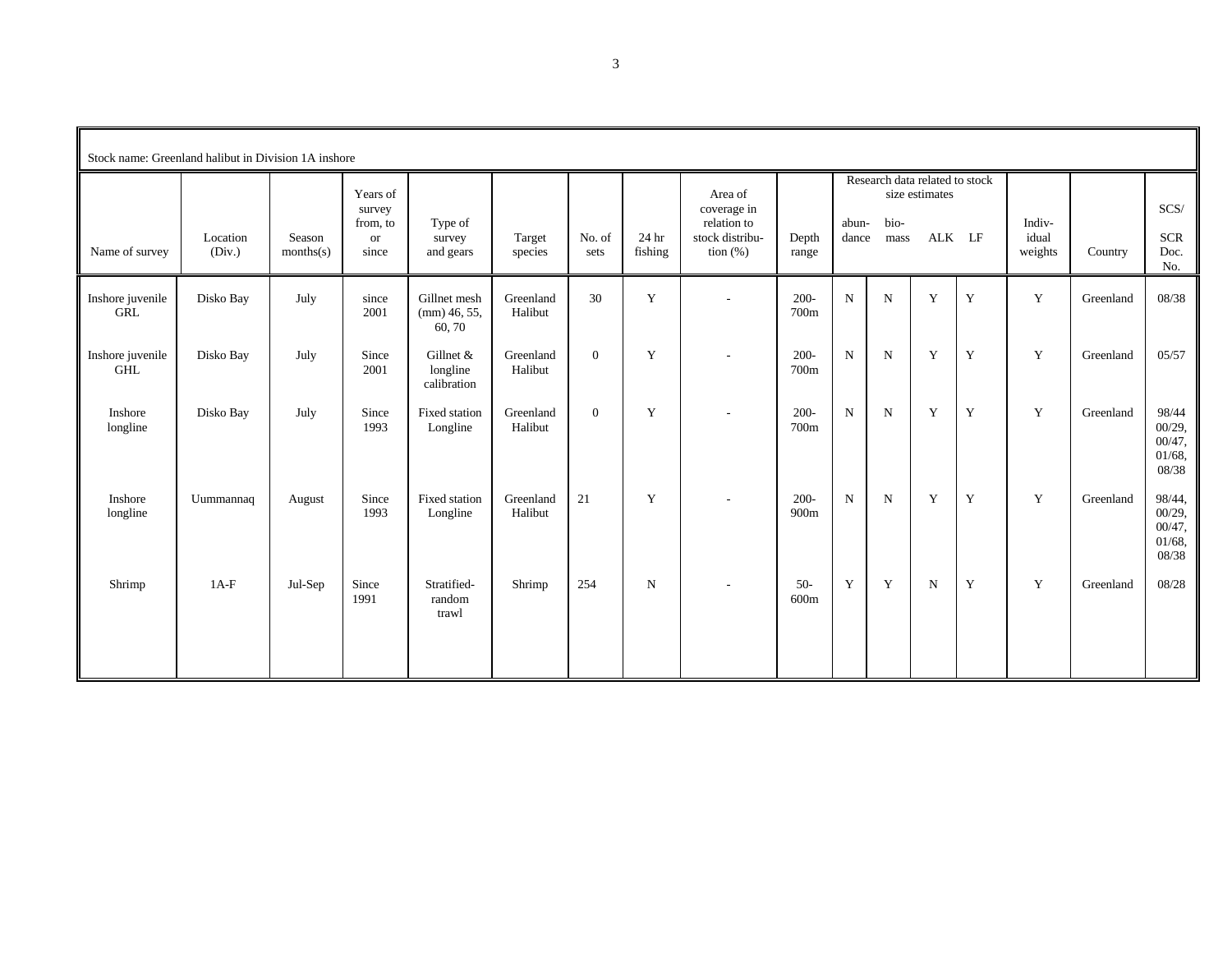Stock name: Greenland halibut in Division 1A inshore

| Name of survey | Location (Div.) | Season months(s) | Years of survey from, to or since | Type of survey and gears | Target species | No. of sets | 24 hr fishing | Area of coverage in relation to stock distribution (%) | Depth range | Research data related to stock size estimates | | | | Individual weights | Country | SCS/ SCR Doc. No. |
|---|---|---|---|---|---|---|---|---|---|---|---|---|---|---|---|---|
| | | | | | | | | | | abundance | biomass | ALK | LF | | | |
| Inshore juvenile GRL | Disko Bay | July | since 2001 | Gillnet mesh (mm) 46, 55, 60, 70 | Greenland Halibut | 30 | Y | - | 200-700m | N | N | Y | Y | Y | Greenland | 08/38 |
| Inshore juvenile GHL | Disko Bay | July | Since 2001 | Gillnet & longline calibration | Greenland Halibut | 0 | Y | - | 200-700m | N | N | Y | Y | Y | Greenland | 05/57 |
| Inshore longline | Disko Bay | July | Since 1993 | Fixed station Longline | Greenland Halibut | 0 | Y | - | 200-700m | N | N | Y | Y | Y | Greenland | 98/44 00/29, 00/47, 01/68, 08/38 |
| Inshore longline | Uummannaq | August | Since 1993 | Fixed station Longline | Greenland Halibut | 21 | Y | - | 200-900m | N | N | Y | Y | Y | Greenland | 98/44, 00/29, 00/47, 01/68, 08/38 |
| Shrimp | 1A-F | Jul-Sep | Since 1991 | Stratified-random trawl | Shrimp | 254 | N | - | 50-600m | Y | Y | N | Y | Y | Greenland | 08/28 |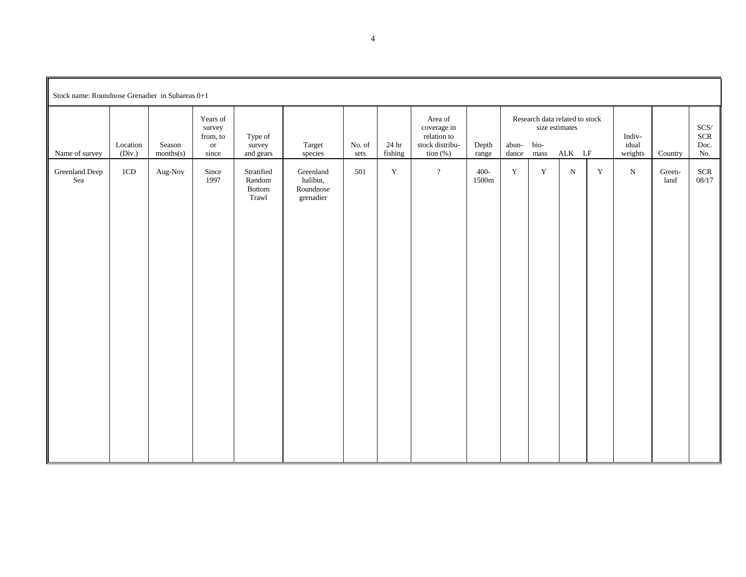Stock name: Roundnose Grenadier in Subareas 0+1

| Name of survey | Location (Div.) | Season months(s) | Years of survey from, to or since | Type of survey and gears | Target species | No. of sets | 24 hr fishing | Area of coverage in relation to stock distribution (%) | Depth range | Research data related to stock size estimates | | | | Individual weights | Country | SCS/ SCR Doc. No. |
|---|---|---|---|---|---|---|---|---|---|---|---|---|---|---|---|---|
| | | | | | | | | | | abundance | biomass | ALK | LF | | | |
| Greenland Deep Sea | 1CD | Aug-Nov | Since 1997 | Stratified Random Bottom Trawl | Greenland halibut, Roundnose grenadier | 501 | Y | ? | 400-1500m | Y | Y | N | Y | N | Greenland | SCR 08/17 |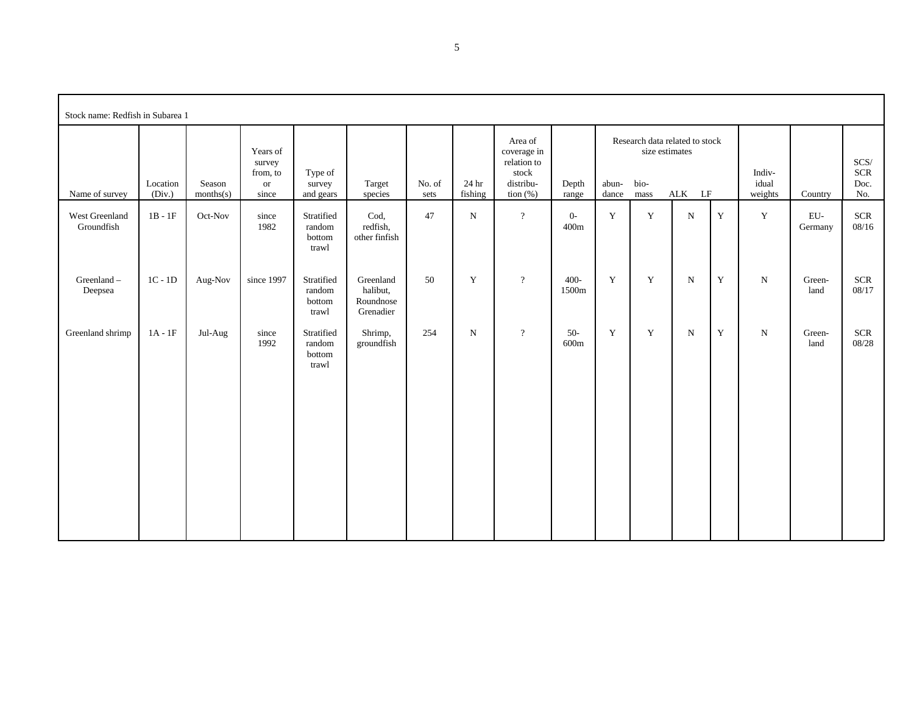| Stock name: Redfish in Subarea 1 | | | | | | | | | | | | | | | | |
|---|---|---|---|---|---|---|---|---|---|---|---|---|---|---|---|---|
| | | | | | | | | | | Research data related to stock size estimates | | | | | | |
| Name of survey | Location (Div.) | Season months(s) | Years of survey from, to or since | Type of survey and gears | Target species | No. of sets | 24 hr fishing | Area of coverage in relation to stock distribu-tion (%) | Depth range | abun-dance | bio-mass | ALK | LF | Indiv-idual weights | Country | SCS/ SCR Doc. No. |
| West Greenland Groundfish | 1B - 1F | Oct-Nov | since 1982 | Stratified random bottom trawl | Cod, redfish, other finfish | 47 | N | ? | 0-400m | Y | Y | N | Y | Y | EU-Germany | SCR 08/16 |
| Greenland – Deepsea | 1C - 1D | Aug-Nov | since 1997 | Stratified random bottom trawl | Greenland halibut, Roundnose Grenadier | 50 | Y | ? | 400-1500m | Y | Y | N | Y | N | Green-land | SCR 08/17 |
| Greenland shrimp | 1A - 1F | Jul-Aug | since 1992 | Stratified random bottom trawl | Shrimp, groundfish | 254 | N | ? | 50-600m | Y | Y | N | Y | N | Green-land | SCR 08/28 |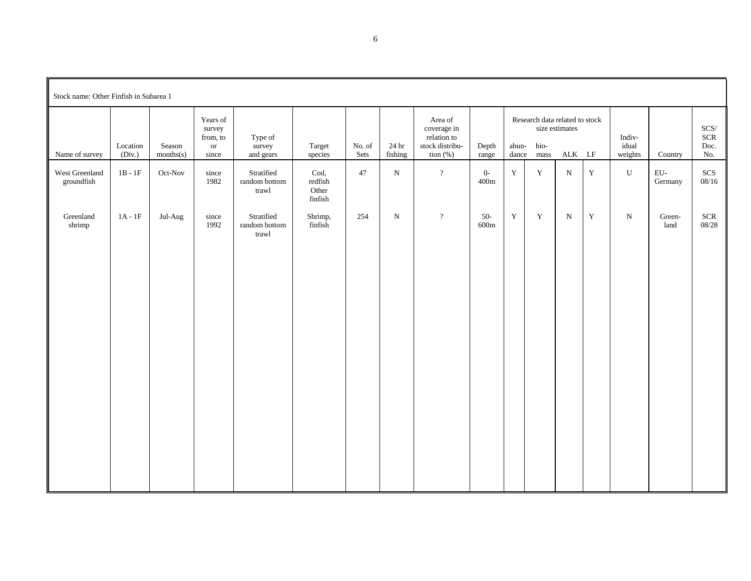Stock name: Other Finfish in Subarea 1

| Name of survey | Location (Div.) | Season months(s) | Years of survey from, to or since | Type of survey and gears | Target species | No. of Sets | 24 hr fishing | Area of coverage in relation to stock distribution (%) | Depth range | Research data related to stock size estimates | | | | Individual weights | Country | SCS/ SCR Doc. No. |
|---|---|---|---|---|---|---|---|---|---|---|---|---|---|---|---|---|
| | | | | | | | | | | abundance | biomass | ALK | LF | | | |
| West Greenland groundfish | 1B - 1F | Oct-Nov | since 1982 | Stratified random bottom trawl | Cod, redfish Other finfish | 47 | N | ? | 0-400m | Y | Y | N | Y | U | EU-Germany | SCS 08/16 |
| Greenland shrimp | 1A - 1F | Jul-Aug | since 1992 | Stratified random bottom trawl | Shrimp, finfish | 254 | N | ? | 50-600m | Y | Y | N | Y | N | Greenland | SCR 08/28 |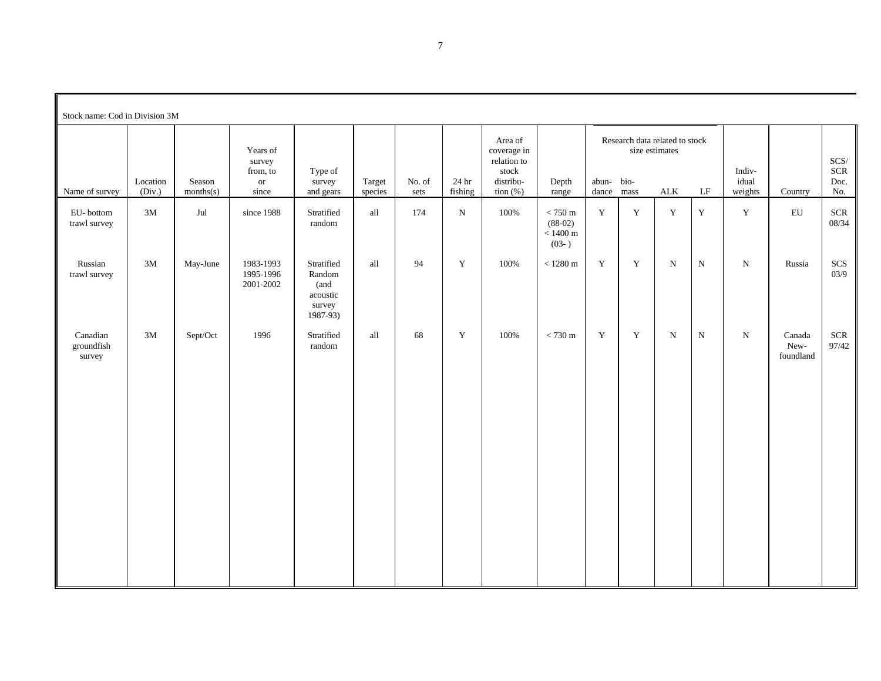Stock name: Cod in Division 3M

| Name of survey | Location (Div.) | Season months(s) | Years of survey from, to or since | Type of survey and gears | Target species | No. of sets | 24 hr fishing | Area of coverage in relation to stock distribution (%) | Depth range | Research data related to stock size estimates | | | | Individual weights | Country | SCS/ SCR Doc. No. |
|---|---|---|---|---|---|---|---|---|---|---|---|---|---|---|---|---|
| | | | | | | | | | | abundance | biomass | ALK | LF | | | |
| EU- bottom trawl survey | 3M | Jul | since 1988 | Stratified random | all | 174 | N | 100% | < 750 m (88-02) < 1400 m (03- ) | Y | Y | Y | Y | Y | EU | SCR 08/34 |
| Russian trawl survey | 3M | May-June | 1983-1993 1995-1996 2001-2002 | Stratified Random (and acoustic survey 1987-93) | all | 94 | Y | 100% | < 1280 m | Y | Y | N | N | N | Russia | SCS 03/9 |
| Canadian groundfish survey | 3M | Sept/Oct | 1996 | Stratified random | all | 68 | Y | 100% | < 730 m | Y | Y | N | N | N | Canada Newfoundland | SCR 97/42 |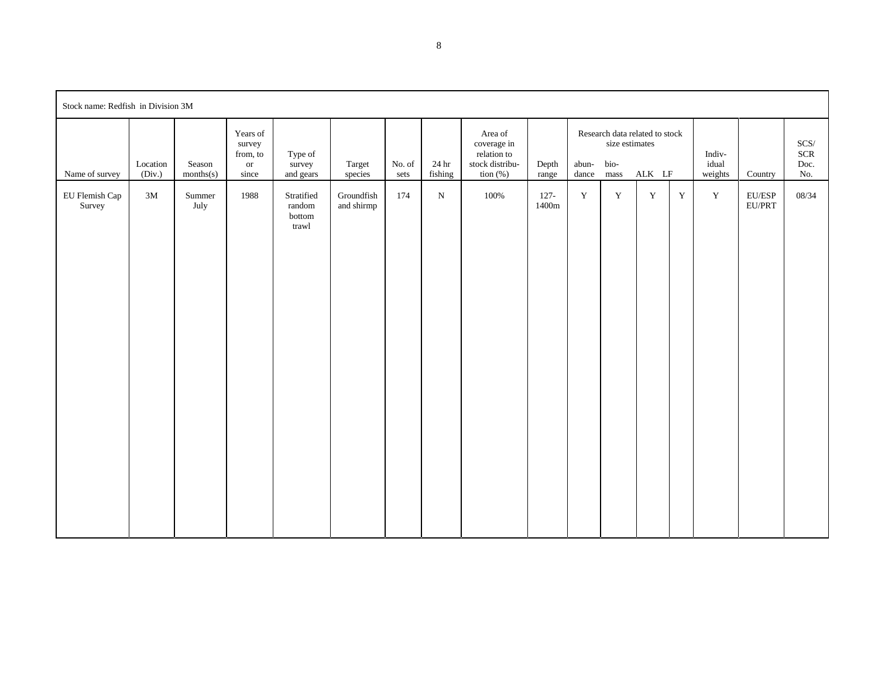| Stock name: Redfish in Division 3M | | | | | | | | | | | | | | | | | |
|---|---|---|---|---|---|---|---|---|---|---|---|---|---|---|---|---|---|
| Name of survey | Location (Div.) | Season months(s) | Years of survey from, to or since | Type of survey and gears | Target species | No. of sets | 24 hr fishing | Area of coverage in relation to stock distribution (%) | Depth range | Research data related to stock size estimates | | | | Individual weights | Country | SCS/ SCR Doc. No. |
| | | | | | | | | | | abundance | biomass | ALK | LF | | | |
| EU Flemish Cap Survey | 3M | Summer July | 1988 | Stratified random bottom trawl | Groundfish and shirmp | 174 | N | 100% | 127-1400m | Y | Y | Y | Y | Y | EU/ESP EU/PRT | 08/34 |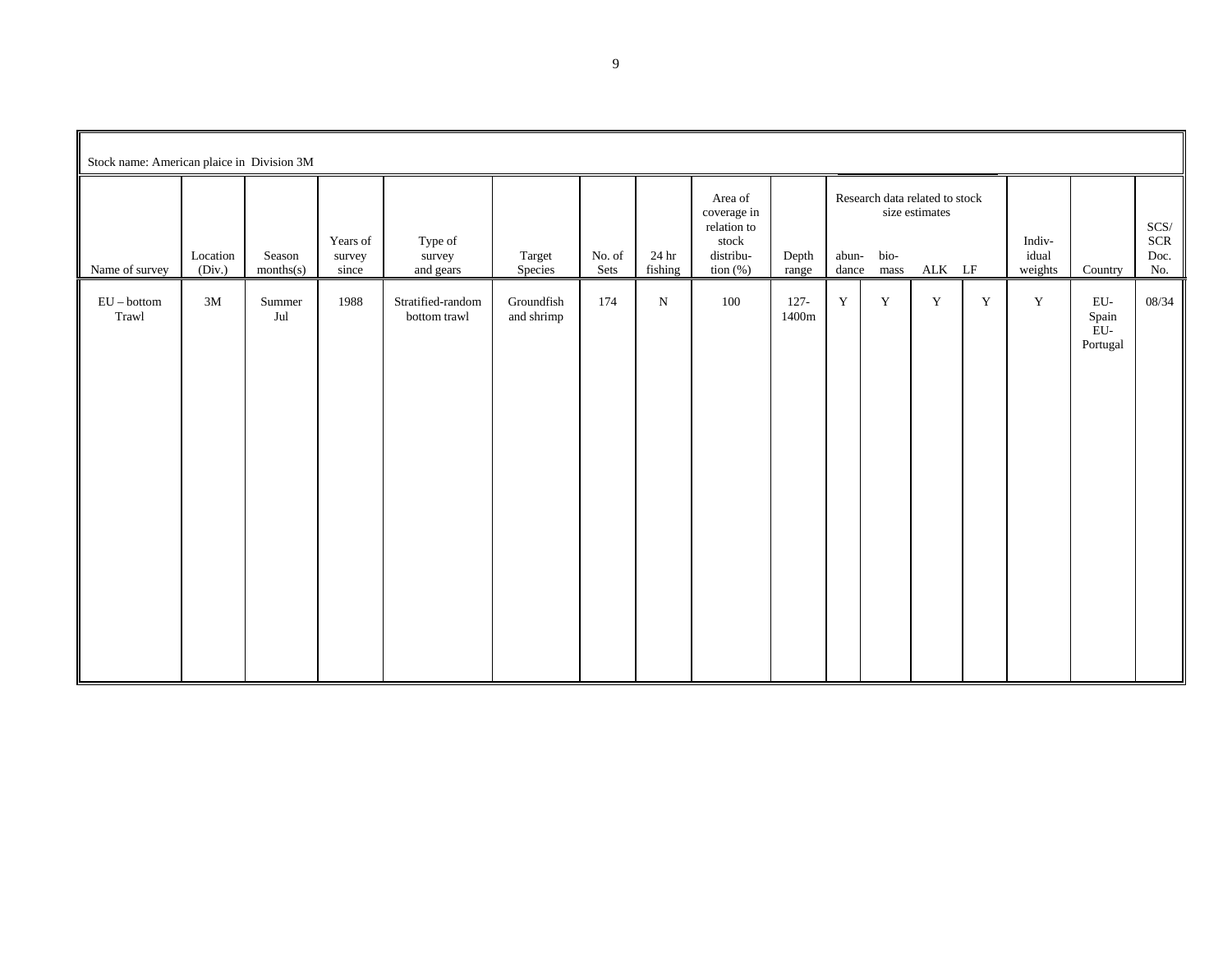Stock name: American plaice in Division 3M

| Name of survey | Location (Div.) | Season months(s) | Years of survey since | Type of survey and gears | Target Species | No. of Sets | 24 hr fishing | Area of coverage in relation to stock distribu-tion (%) | Depth range | Research data related to stock size estimates | | | | Indiv-idual weights | Country | SCS/ SCR Doc. No. |
|---|---|---|---|---|---|---|---|---|---|---|---|---|---|---|---|---|
| | | | | | | | | | | abun-dance | bio-mass | ALK | LF | | | |
| EU – bottom Trawl | 3M | Summer Jul | 1988 | Stratified-random bottom trawl | Groundfish and shrimp | 174 | N | 100 | 127-1400m | Y | Y | Y | Y | Y | EU-Spain EU-Portugal | 08/34 |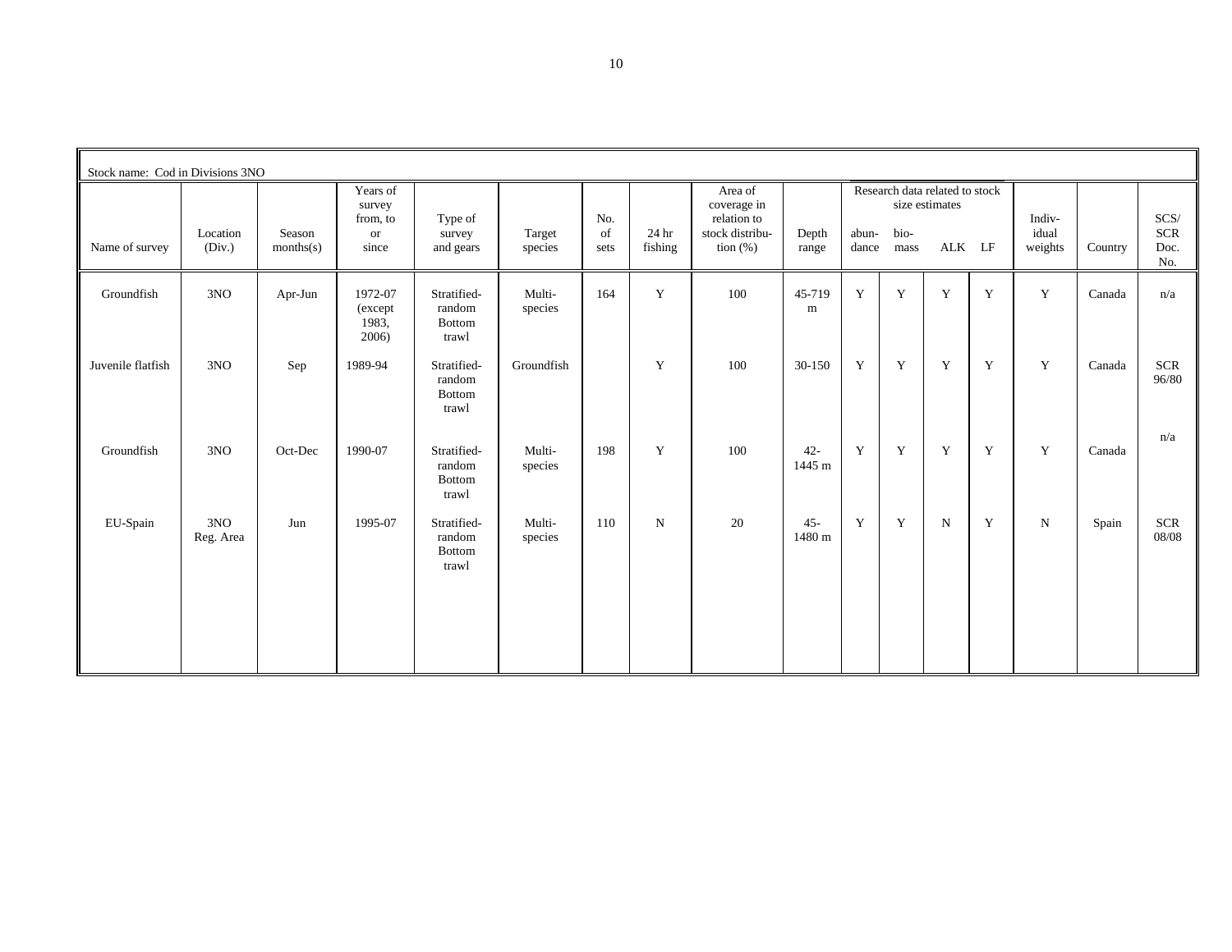Stock name: Cod in Divisions 3NO

| Name of survey | Location (Div.) | Season months(s) | Years of survey from, to or since | Type of survey and gears | Target species | No. of sets | 24 hr fishing | Area of coverage in relation to stock distribution (%) | Depth range | Research data related to stock size estimates: abundance | bio-mass | ALK | LF | Individual weights | Country | SCS/ SCR Doc. No. |
|---|---|---|---|---|---|---|---|---|---|---|---|---|---|---|---|---|
| Groundfish | 3NO | Apr-Jun | 1972-07 (except 1983, 2006) | Stratified-random Bottom trawl | Multi-species | 164 | Y | 100 | 45-719 m | Y | Y | Y | Y | Y | Canada | n/a |
| Juvenile flatfish | 3NO | Sep | 1989-94 | Stratified-random Bottom trawl | Groundfish | | Y | 100 | 30-150 | Y | Y | Y | Y | Y | Canada | SCR 96/80 |
| Groundfish | 3NO | Oct-Dec | 1990-07 | Stratified-random Bottom trawl | Multi-species | 198 | Y | 100 | 42-1445 m | Y | Y | Y | Y | Y | Canada | n/a |
| EU-Spain | 3NO Reg. Area | Jun | 1995-07 | Stratified-random Bottom trawl | Multi-species | 110 | N | 20 | 45-1480 m | Y | Y | N | Y | N | Spain | SCR 08/08 |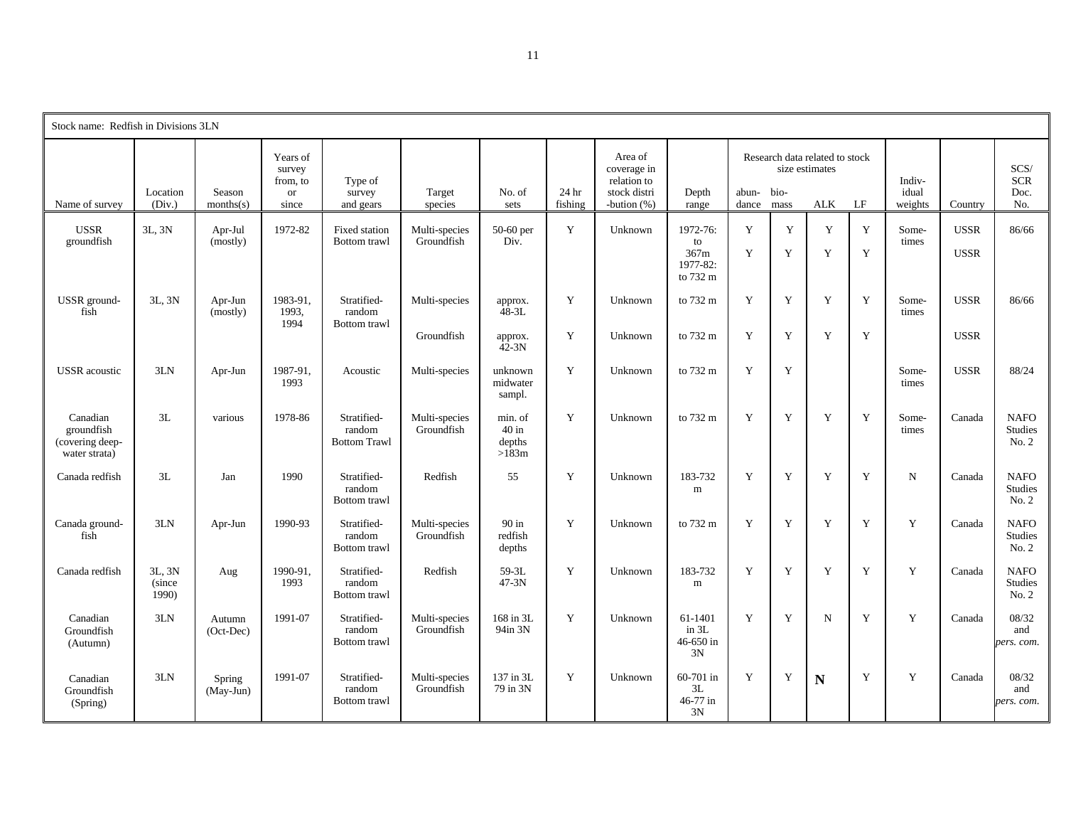| Stock name: Redfish in Divisions 3LN | | | | | | | | | | | | | | | | |
|---|---|---|---|---|---|---|---|---|---|---|---|---|---|---|---|---|
| Name of survey | Location (Div.) | Season months(s) | Years of survey from, to or since | Type of survey and gears | Target species | No. of sets | 24 hr fishing | Area of coverage in relation to stock distri -bution (%) | Depth range | Research data related to stock size estimates abun-dance | bio-mass | ALK | LF | Indiv-idual weights | Country | SCS/ SCR Doc. No. |
| USSR groundfish | 3L, 3N | Apr-Jul (mostly) | 1972-82 | Fixed station Bottom trawl | Multi-species Groundfish | 50-60 per Div. | Y | Unknown | 1972-76: to 367m 1977-82: to 732 m | Y Y | Y Y | Y Y | Y Y | Some-times | USSR USSR | 86/66 |
| USSR ground-fish | 3L, 3N | Apr-Jun (mostly) | 1983-91, 1993, 1994 | Stratified-random Bottom trawl | Multi-species | approx. 48-3L | Y | Unknown | to 732 m | Y | Y | Y | Y | Some-times | USSR | 86/66 |
| | | | | | Groundfish | approx. 42-3N | Y | Unknown | to 732 m | Y | Y | Y | Y | | USSR | |
| USSR acoustic | 3LN | Apr-Jun | 1987-91, 1993 | Acoustic | Multi-species | unknown midwater sampl. | Y | Unknown | to 732 m | Y | Y | | | Some-times | USSR | 88/24 |
| Canadian groundfish (covering deep-water strata) | 3L | various | 1978-86 | Stratified-random Bottom Trawl | Multi-species Groundfish | min. of 40 in depths >183m | Y | Unknown | to 732 m | Y | Y | Y | Y | Some-times | Canada | NAFO Studies No. 2 |
| Canada redfish | 3L | Jan | 1990 | Stratified-random Bottom trawl | Redfish | 55 | Y | Unknown | 183-732 m | Y | Y | Y | Y | N | Canada | NAFO Studies No. 2 |
| Canada ground-fish | 3LN | Apr-Jun | 1990-93 | Stratified-random Bottom trawl | Multi-species Groundfish | 90 in redfish depths | Y | Unknown | to 732 m | Y | Y | Y | Y | Y | Canada | NAFO Studies No. 2 |
| Canada redfish | 3L, 3N (since 1990) | Aug | 1990-91, 1993 | Stratified-random Bottom trawl | Redfish | 59-3L 47-3N | Y | Unknown | 183-732 m | Y | Y | Y | Y | Y | Canada | NAFO Studies No. 2 |
| Canadian Groundfish (Autumn) | 3LN | Autumn (Oct-Dec) | 1991-07 | Stratified-random Bottom trawl | Multi-species Groundfish | 168 in 3L 94in 3N | Y | Unknown | 61-1401 in 3L 46-650 in 3N | Y | Y | N | Y | Y | Canada | 08/32 and *pers. com.* |
| Canadian Groundfish (Spring) | 3LN | Spring (May-Jun) | 1991-07 | Stratified-random Bottom trawl | Multi-species Groundfish | 137 in 3L 79 in 3N | Y | Unknown | 60-701 in 3L 46-77 in 3N | Y | Y | **N** | Y | Y | Canada | 08/32 and *pers. com.* |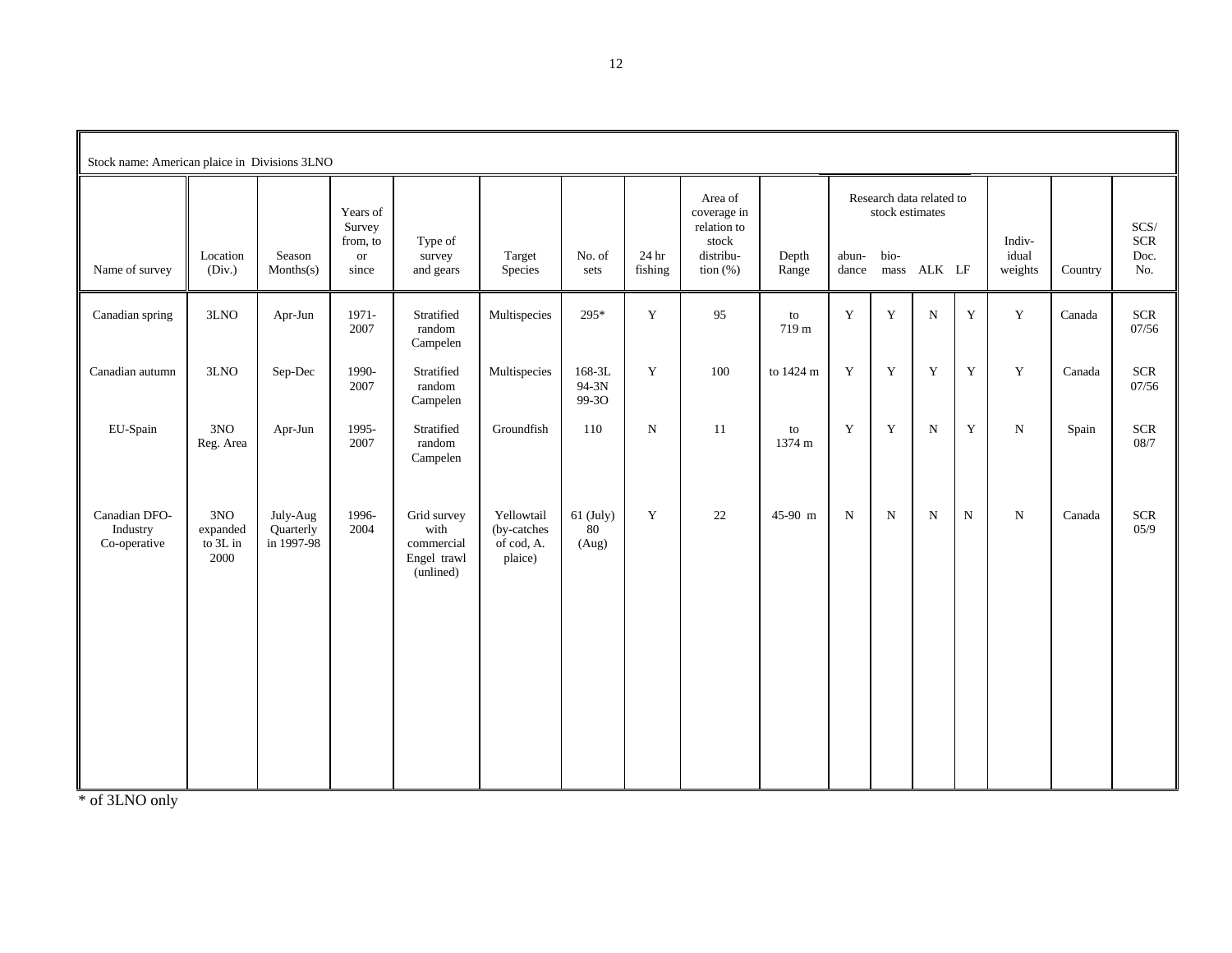Stock name: American plaice in Divisions 3LNO

| Name of survey | Location (Div.) | Season Months(s) | Years of Survey from, to or since | Type of survey and gears | Target Species | No. of sets | 24 hr fishing | Area of coverage in relation to stock distribu-tion (%) | Depth Range | Research data related to stock estimates: abun-dance | bio-mass | ALK | LF | Indiv-idual weights | Country | SCS/ SCR Doc. No. |
|---|---|---|---|---|---|---|---|---|---|---|---|---|---|---|---|---|
| Canadian spring | 3LNO | Apr-Jun | 1971-2007 | Stratified random Campelen | Multispecies | 295* | Y | 95 | to 719 m | Y | Y | N | Y | Y | Canada | SCR 07/56 |
| Canadian autumn | 3LNO | Sep-Dec | 1990-2007 | Stratified random Campelen | Multispecies | 168-3L 94-3N 99-3O | Y | 100 | to 1424 m | Y | Y | Y | Y | Y | Canada | SCR 07/56 |
| EU-Spain | 3NO Reg. Area | Apr-Jun | 1995-2007 | Stratified random Campelen | Groundfish | 110 | N | 11 | to 1374 m | Y | Y | N | Y | N | Spain | SCR 08/7 |
| Canadian DFO-Industry Co-operative | 3NO expanded to 3L in 2000 | July-Aug Quarterly in 1997-98 | 1996-2004 | Grid survey with commercial Engel trawl (unlined) | Yellowtail (by-catches of cod, A. plaice) | 61 (July) 80 (Aug) | Y | 22 | 45-90 m | N | N | N | N | N | Canada | SCR 05/9 |

* of 3LNO only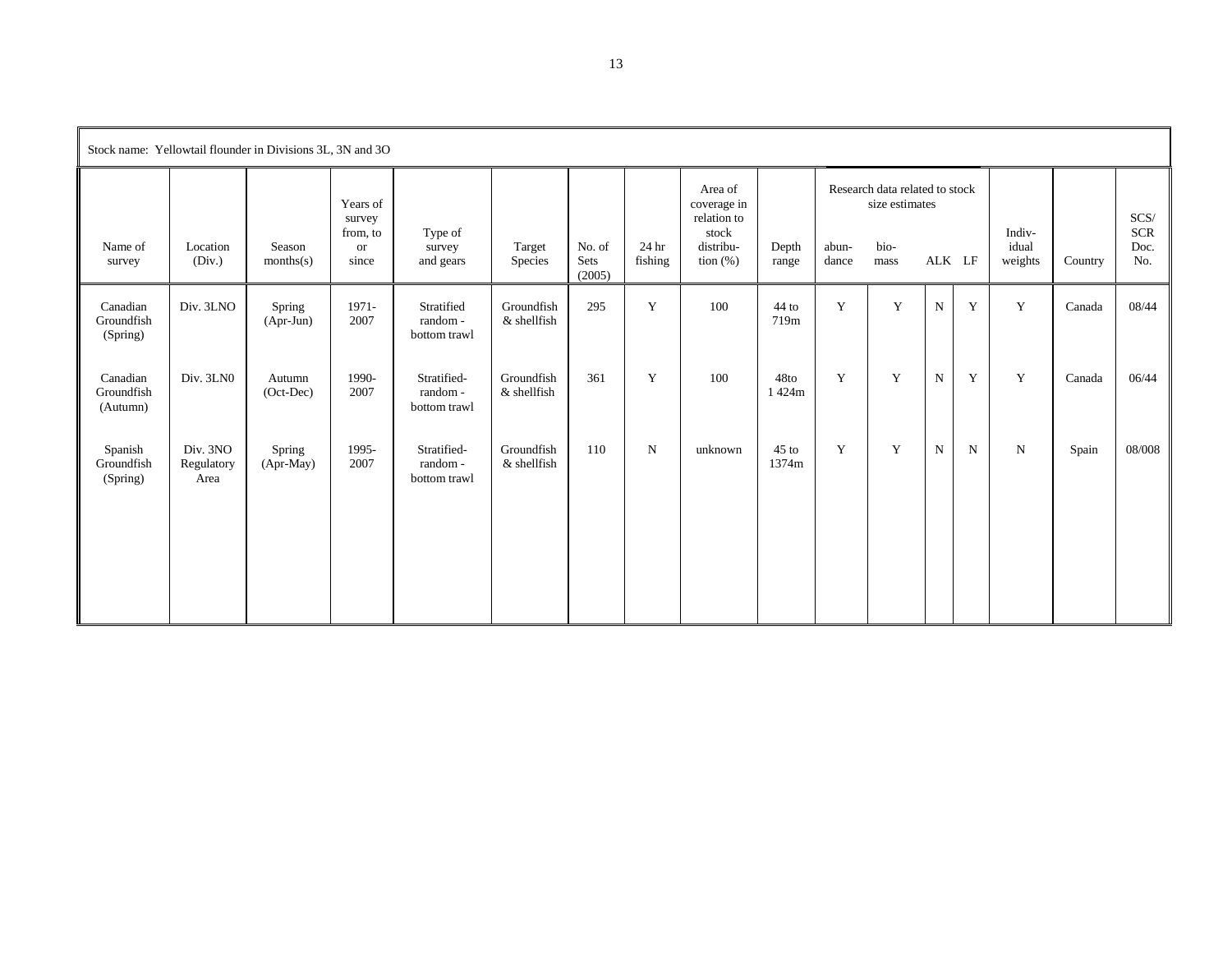Stock name: Yellowtail flounder in Divisions 3L, 3N and 3O

| Name of survey | Location (Div.) | Season months(s) | Years of survey from, to or since | Type of survey and gears | Target Species | No. of Sets (2005) | 24 hr fishing | Area of coverage in relation to stock distribu-tion (%) | Depth range | Research data related to stock size estimates | | | | Indiv-idual weights | Country | SCS/ SCR Doc. No. |
|---|---|---|---|---|---|---|---|---|---|---|---|---|---|---|---|---|
| | | | | | | | | | | abun-dance | bio-mass | ALK | LF | | | |
| Canadian Groundfish (Spring) | Div. 3LNO | Spring (Apr-Jun) | 1971-2007 | Stratified random - bottom trawl | Groundfish & shellfish | 295 | Y | 100 | 44 to 719m | Y | Y | N | Y | Y | Canada | 08/44 |
| Canadian Groundfish (Autumn) | Div. 3LN0 | Autumn (Oct-Dec) | 1990-2007 | Stratified-random - bottom trawl | Groundfish & shellfish | 361 | Y | 100 | 48to 1 424m | Y | Y | N | Y | Y | Canada | 06/44 |
| Spanish Groundfish (Spring) | Div. 3NO Regulatory Area | Spring (Apr-May) | 1995-2007 | Stratified-random - bottom trawl | Groundfish & shellfish | 110 | N | unknown | 45 to 1374m | Y | Y | N | N | N | Spain | 08/008 |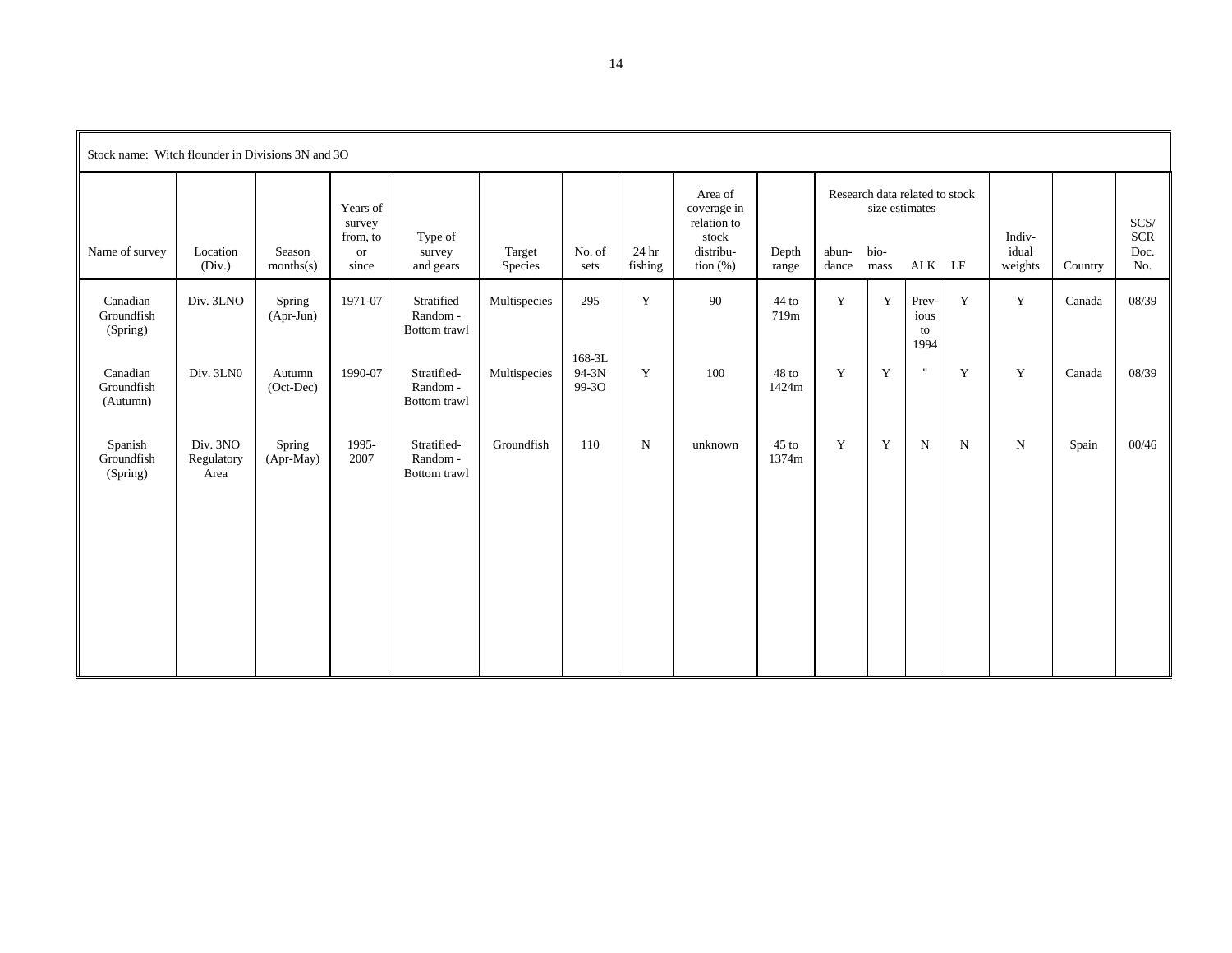Stock name: Witch flounder in Divisions 3N and 3O

| Name of survey | Location (Div.) | Season months(s) | Years of survey from, to or since | Type of survey and gears | Target Species | No. of sets | 24 hr fishing | Area of coverage in relation to stock distribu-tion (%) | Depth range | Research data related to stock size estimates | | | | Indiv-idual weights | Country | SCS/ SCR Doc. No. |
|---|---|---|---|---|---|---|---|---|---|---|---|---|---|---|---|---|
| | | | | | | | | | | abun-dance | bio-mass | ALK | LF | | | |
| Canadian Groundfish (Spring) | Div. 3LNO | Spring (Apr-Jun) | 1971-07 | Stratified Random - Bottom trawl | Multispecies | 295 | Y | 90 | 44 to 719m | Y | Y | Prev-ious to 1994 | Y | Y | Canada | 08/39 |
| Canadian Groundfish (Autumn) | Div. 3LN0 | Autumn (Oct-Dec) | 1990-07 | Stratified- Random - Bottom trawl | Multispecies | 168-3L 94-3N 99-3O | Y | 100 | 48 to 1424m | Y | Y | " | Y | Y | Canada | 08/39 |
| Spanish Groundfish (Spring) | Div. 3NO Regulatory Area | Spring (Apr-May) | 1995-2007 | Stratified- Random - Bottom trawl | Groundfish | 110 | N | unknown | 45 to 1374m | Y | Y | N | N | N | Spain | 00/46 |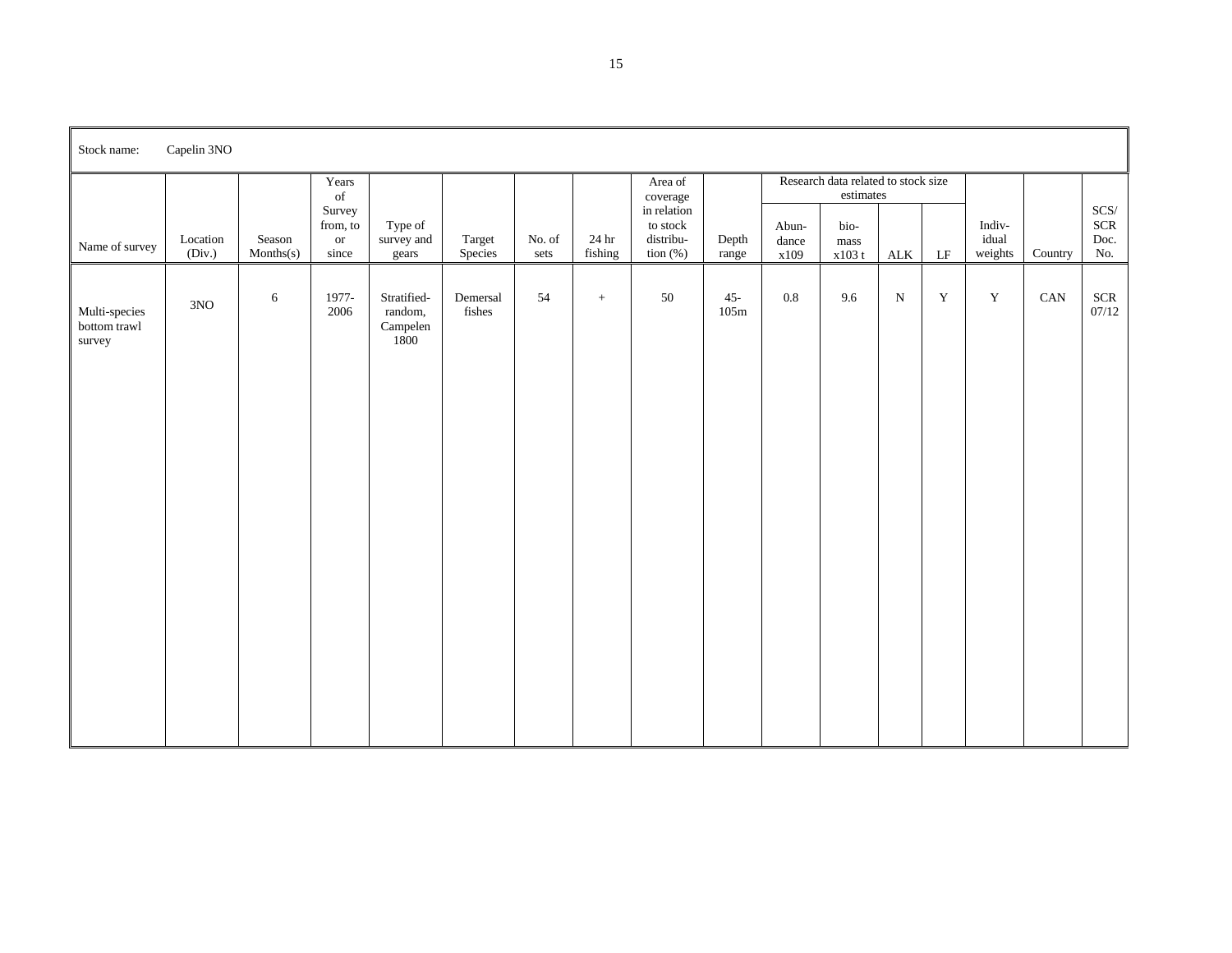Stock name: Capelin 3NO

| Name of survey | Location (Div.) | Season Months(s) | Years of Survey from, to or since | Type of survey and gears | Target Species | No. of sets | 24 hr fishing | Area of coverage in relation to stock distribu-tion (%) | Depth range | Research data related to stock size estimates | | | | Indiv-idual weights | Country | SCS/ SCR Doc. No. |
|---|---|---|---|---|---|---|---|---|---|---|---|---|---|---|---|---|
| | | | | | | | | | | Abun-dance x109 | bio-mass x103 t | ALK | LF | | | |
| Multi-species bottom trawl survey | 3NO | 6 | 1977-2006 | Stratified-random, Campelen 1800 | Demersal fishes | 54 | + | 50 | 45-105m | 0.8 | 9.6 | N | Y | Y | CAN | SCR 07/12 |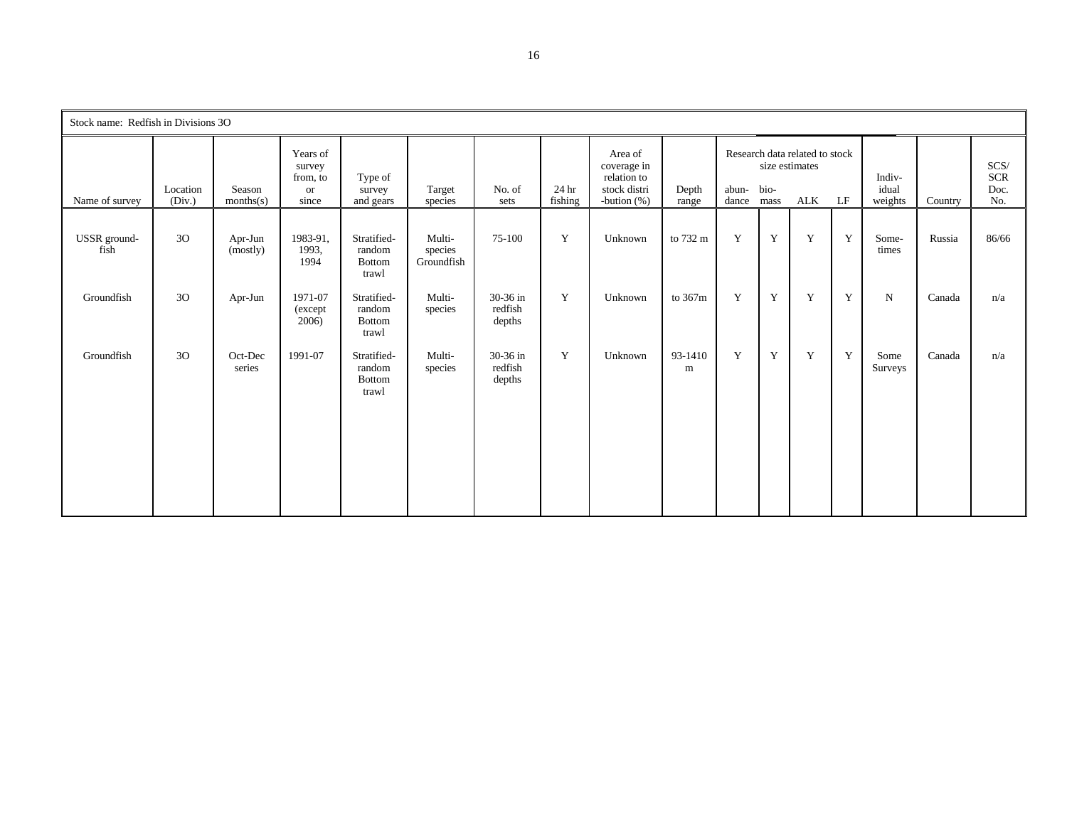Stock name: Redfish in Divisions 3O

| Name of survey | Location (Div.) | Season months(s) | Years of survey from, to or since | Type of survey and gears | Target species | No. of sets | 24 hr fishing | Area of coverage in relation to stock distri -bution (%) | Depth range | Research data related to stock size estimates | | | | Indiv-idual weights | Country | SCS/ SCR Doc. No. |
|---|---|---|---|---|---|---|---|---|---|---|---|---|---|---|---|---|
| | | | | | | | | | | abun-dance | bio-mass | ALK | LF | | | |
| USSR ground-fish | 3O | Apr-Jun (mostly) | 1983-91, 1993, 1994 | Stratified-random Bottom trawl | Multi-species Groundfish | 75-100 | Y | Unknown | to 732 m | Y | Y | Y | Y | Some-times | Russia | 86/66 |
| Groundfish | 3O | Apr-Jun | 1971-07 (except 2006) | Stratified-random Bottom trawl | Multi-species | 30-36 in redfish depths | Y | Unknown | to 367m | Y | Y | Y | Y | N | Canada | n/a |
| Groundfish | 3O | Oct-Dec series | 1991-07 | Stratified-random Bottom trawl | Multi-species | 30-36 in redfish depths | Y | Unknown | 93-1410 m | Y | Y | Y | Y | Some Surveys | Canada | n/a |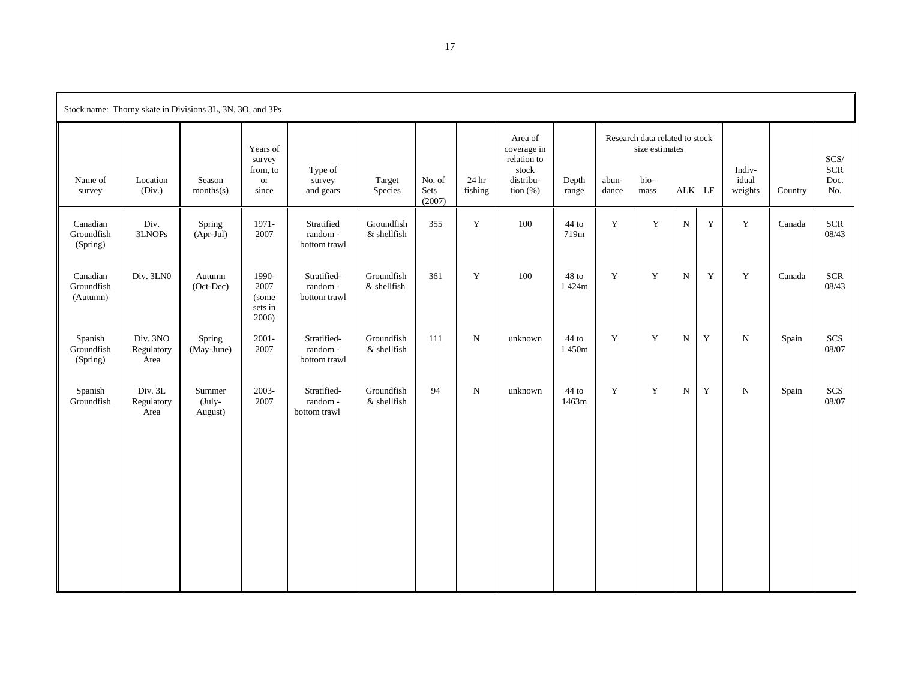Stock name: Thorny skate in Divisions 3L, 3N, 3O, and 3Ps

| Name of survey | Location (Div.) | Season months(s) | Years of survey from, to or since | Type of survey and gears | Target Species | No. of Sets (2007) | 24 hr fishing | Area of coverage in relation to stock distribu-tion (%) | Depth range | Research data related to stock size estimates | | | | Indiv-idual weights | Country | SCS/ SCR Doc. No. |
|---|---|---|---|---|---|---|---|---|---|---|---|---|---|---|---|---|
| | | | | | | | | | | abun-dance | bio-mass | ALK | LF | | | |
| Canadian Groundfish (Spring) | Div. 3LNOPs | Spring (Apr-Jul) | 1971-2007 | Stratified random - bottom trawl | Groundfish & shellfish | 355 | Y | 100 | 44 to 719m | Y | Y | N | Y | Y | Canada | SCR 08/43 |
| Canadian Groundfish (Autumn) | Div. 3LN0 | Autumn (Oct-Dec) | 1990-2007 (some sets in 2006) | Stratified-random - bottom trawl | Groundfish & shellfish | 361 | Y | 100 | 48 to 1 424m | Y | Y | N | Y | Y | Canada | SCR 08/43 |
| Spanish Groundfish (Spring) | Div. 3NO Regulatory Area | Spring (May-June) | 2001-2007 | Stratified-random - bottom trawl | Groundfish & shellfish | 111 | N | unknown | 44 to 1 450m | Y | Y | N | Y | N | Spain | SCS 08/07 |
| Spanish Groundfish | Div. 3L Regulatory Area | Summer (July-August) | 2003-2007 | Stratified-random - bottom trawl | Groundfish & shellfish | 94 | N | unknown | 44 to 1463m | Y | Y | N | Y | N | Spain | SCS 08/07 |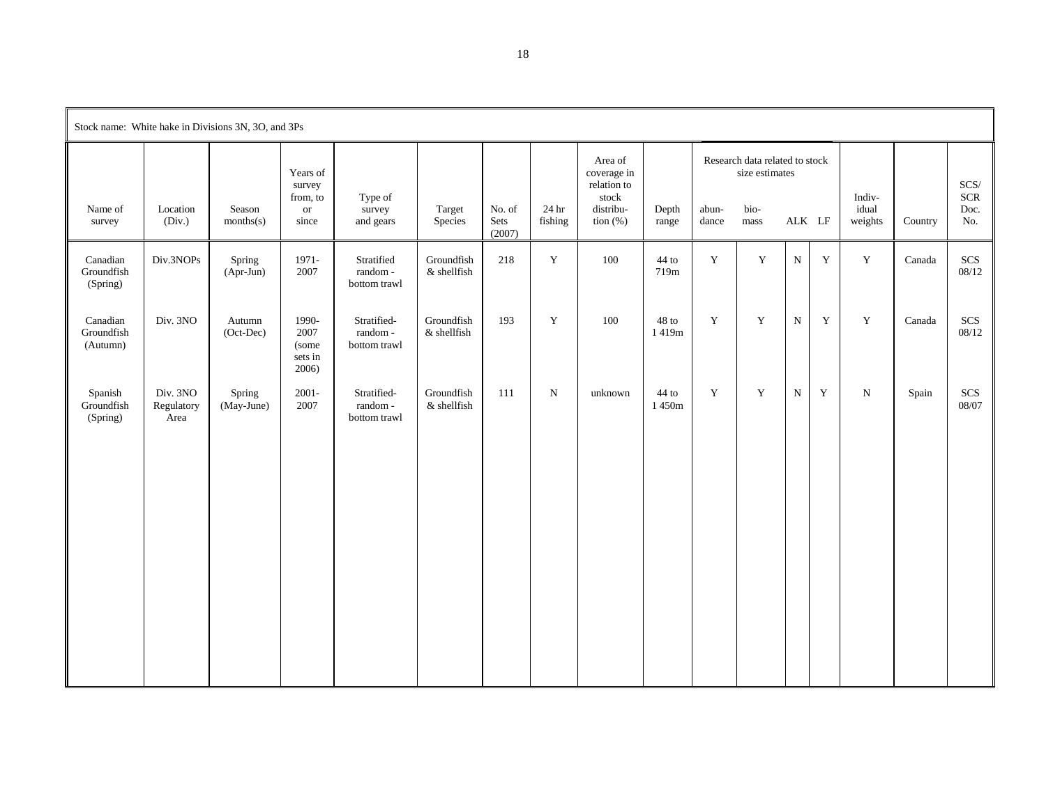Stock name: White hake in Divisions 3N, 3O, and 3Ps

| Name of survey | Location (Div.) | Season months(s) | Years of survey from, to or since | Type of survey and gears | Target Species | No. of Sets (2007) | 24 hr fishing | Area of coverage in relation to stock distribution (%) | Depth range | Research data related to stock size estimates | | | | Indiv-idual weights | Country | SCS/ SCR Doc. No. |
|---|---|---|---|---|---|---|---|---|---|---|---|---|---|---|---|---|
| | | | | | | | | | | abun-dance | bio-mass | ALK | LF | | | |
| Canadian Groundfish (Spring) | Div.3NOPs | Spring (Apr-Jun) | 1971-2007 | Stratified random - bottom trawl | Groundfish & shellfish | 218 | Y | 100 | 44 to 719m | Y | Y | N | Y | Y | Canada | SCS 08/12 |
| Canadian Groundfish (Autumn) | Div. 3NO | Autumn (Oct-Dec) | 1990-2007 (some sets in 2006) | Stratified-random - bottom trawl | Groundfish & shellfish | 193 | Y | 100 | 48 to 1 419m | Y | Y | N | Y | Y | Canada | SCS 08/12 |
| Spanish Groundfish (Spring) | Div. 3NO Regulatory Area | Spring (May-June) | 2001-2007 | Stratified-random - bottom trawl | Groundfish & shellfish | 111 | N | unknown | 44 to 1 450m | Y | Y | N | Y | N | Spain | SCS 08/07 |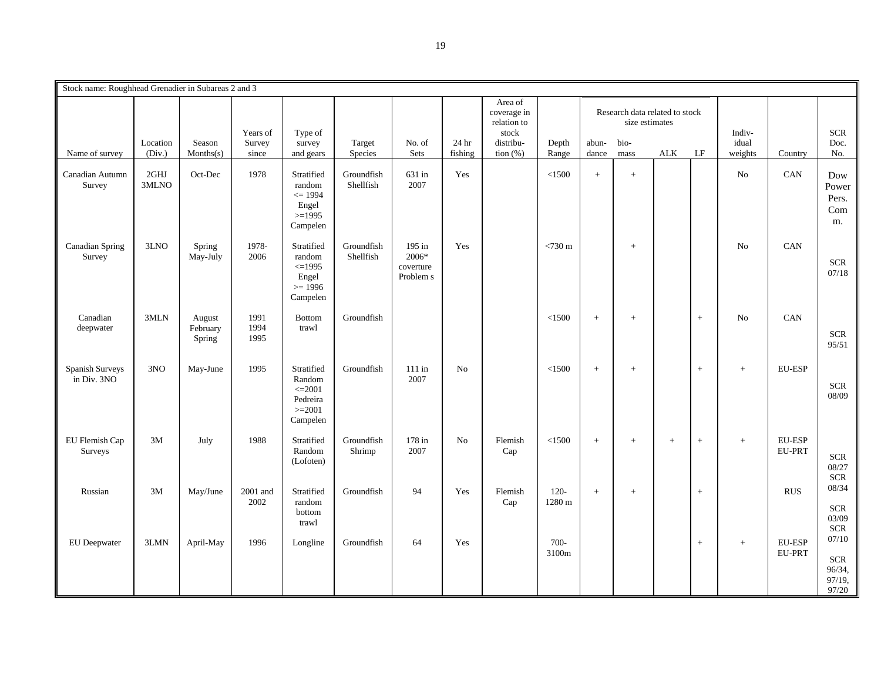| Stock name: Roughhead Grenadier in Subareas 2 and 3 | | | | | | | | | | | | | | | | |
|---|---|---|---|---|---|---|---|---|---|---|---|---|---|---|---|---|
| | | | | | | | | | | Research data related to stock size estimates | | | | | | |
| Name of survey | Location (Div.) | Season Months(s) | Years of Survey since | Type of survey and gears | Target Species | No. of Sets | 24 hr fishing | Area of coverage in relation to stock distribu-tion (%) | Depth Range | abun-dance | bio-mass | ALK | LF | Indiv-idual weights | Country | SCR Doc. No. |
| Canadian Autumn Survey | 2GHJ 3MLNO | Oct-Dec | 1978 | Stratified random <= 1994 Engel >=1995 Campelen | Groundfish Shellfish | 631 in 2007 | Yes | | <1500 | + | + | | | No | CAN | Dow Power Pers. Com m. |
| Canadian Spring Survey | 3LNO | Spring May-July | 1978-2006 | Stratified random <=1995 Engel >= 1996 Campelen | Groundfish Shellfish | 195 in 2006* coverture Problem s | Yes | | <730 m | | + | | | No | CAN | SCR 07/18 |
| Canadian deepwater | 3MLN | August February Spring | 1991 1994 1995 | Bottom trawl | Groundfish | | | | <1500 | + | + | | + | No | CAN | SCR 95/51 |
| Spanish Surveys in Div. 3NO | 3NO | May-June | 1995 | Stratified Random <=2001 Pedreira >=2001 Campelen | Groundfish | 111 in 2007 | No | | <1500 | + | + | | + | + | EU-ESP | SCR 08/09 |
| EU Flemish Cap Surveys | 3M | July | 1988 | Stratified Random (Lofoten) | Groundfish Shrimp | 178 in 2007 | No | Flemish Cap | <1500 | + | + | + | + | + | EU-ESP EU-PRT | SCR 08/27 SCR 08/34 |
| Russian | 3M | May/June | 2001 and 2002 | Stratified random bottom trawl | Groundfish | 94 | Yes | Flemish Cap | 120-1280 m | + | + | | + | | RUS | SCR 03/09 SCR 07/10 |
| EU Deepwater | 3LMN | April-May | 1996 | Longline | Groundfish | 64 | Yes | | 700-3100m | | | | + | + | EU-ESP EU-PRT | SCR 96/34, 97/19, 97/20 |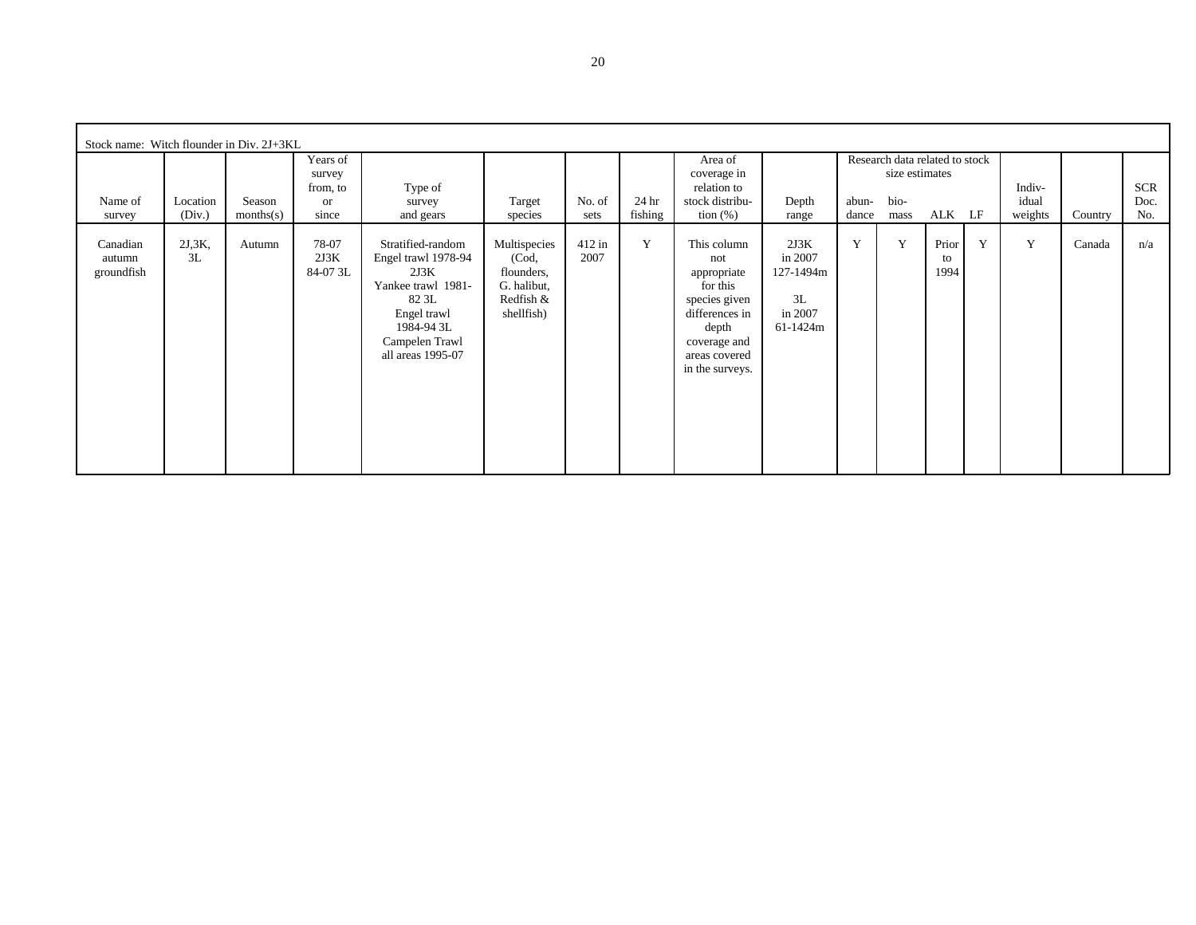Stock name: Witch flounder in Div. 2J+3KL

| Name of survey | Location (Div.) | Season months(s) | Years of survey from, to or since | Type of survey and gears | Target species | No. of sets | 24 hr fishing | Area of coverage in relation to stock distribution (%) | Depth range | Research data related to stock size estimates: abundance | bio-mass | ALK | LF | Individual weights | Country | SCR Doc. No. |
|---|---|---|---|---|---|---|---|---|---|---|---|---|---|---|---|---|
| Canadian autumn groundfish | 2J,3K, 3L | Autumn | 78-07 2J3K 84-07 3L | Stratified-random Engel trawl 1978-94 2J3K Yankee trawl 1981-82 3L Engel trawl 1984-94 3L Campelen Trawl all areas 1995-07 | Multispecies (Cod, flounders, G. halibut, Redfish & shellfish) | 412 in 2007 | Y | This column not appropriate for this species given differences in depth coverage and areas covered in the surveys. | 2J3K in 2007 127-1494m 3L in 2007 61-1424m | Y | Y | Prior to 1994 | Y | Y | Canada | n/a |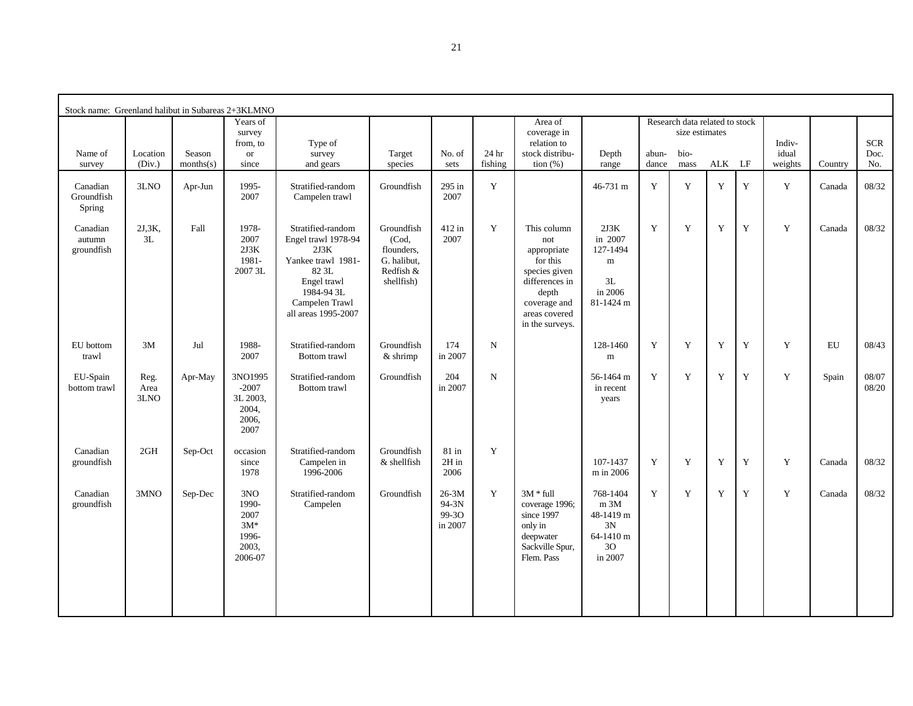Stock name: Greenland halibut in Subareas 2+3KLMNO

| Name of survey | Location (Div.) | Season months(s) | Years of survey from, to or since | Type of survey and gears | Target species | No. of sets | 24 hr fishing | Area of coverage in relation to stock distribu-tion (%) | Depth range | Research data related to stock size estimates: abun-dance | bio-mass | ALK | LF | Indiv-idual weights | Country | SCR Doc. No. |
|---|---|---|---|---|---|---|---|---|---|---|---|---|---|---|---|---|
| Canadian Groundfish Spring | 3LNO | Apr-Jun | 1995-2007 | Stratified-random Campelen trawl | Groundfish | 295 in 2007 | Y | | 46-731 m | Y | Y | Y | Y | Y | Canada | 08/32 |
| Canadian autumn groundfish | 2J,3K, 3L | Fall | 1978-2007 2J3K 1981-2007 3L | Stratified-random Engel trawl 1978-94 2J3K Yankee trawl 1981-82 3L Engel trawl 1984-94 3L Campelen Trawl all areas 1995-2007 | Groundfish (Cod, flounders, G. halibut, Redfish & shellfish) | 412 in 2007 | Y | This column not appropriate for this species given differences in depth coverage and areas covered in the surveys. | 2J3K in 2007 127-1494 m 3L in 2006 81-1424 m | Y | Y | Y | Y | Y | Canada | 08/32 |
| EU bottom trawl | 3M | Jul | 1988-2007 | Stratified-random Bottom trawl | Groundfish & shrimp | 174 in 2007 | N | | 128-1460 m | Y | Y | Y | Y | Y | EU | 08/43 |
| EU-Spain bottom trawl | Reg. Area 3LNO | Apr-May | 3NO1995-2007 3L 2003, 2004, 2006, 2007 | Stratified-random Bottom trawl | Groundfish | 204 in 2007 | N | | 56-1464 m in recent years | Y | Y | Y | Y | Y | Spain | 08/07 08/20 |
| Canadian groundfish | 2GH | Sep-Oct | occasion since 1978 | Stratified-random Campelen in 1996-2006 | Groundfish & shellfish | 81 in 2H in 2006 | Y | | 107-1437 m in 2006 | Y | Y | Y | Y | Y | Canada | 08/32 |
| Canadian groundfish | 3MNO | Sep-Dec | 3NO 1990-2007 3M* 1996-2003, 2006-07 | Stratified-random Campelen | Groundfish | 26-3M 94-3N 99-3O in 2007 | Y | 3M * full coverage 1996; since 1997 only in deepwater Sackville Spur, Flem. Pass | 768-1404 m 3M 48-1419 m 3N 64-1410 m 3O in 2007 | Y | Y | Y | Y | Y | Canada | 08/32 |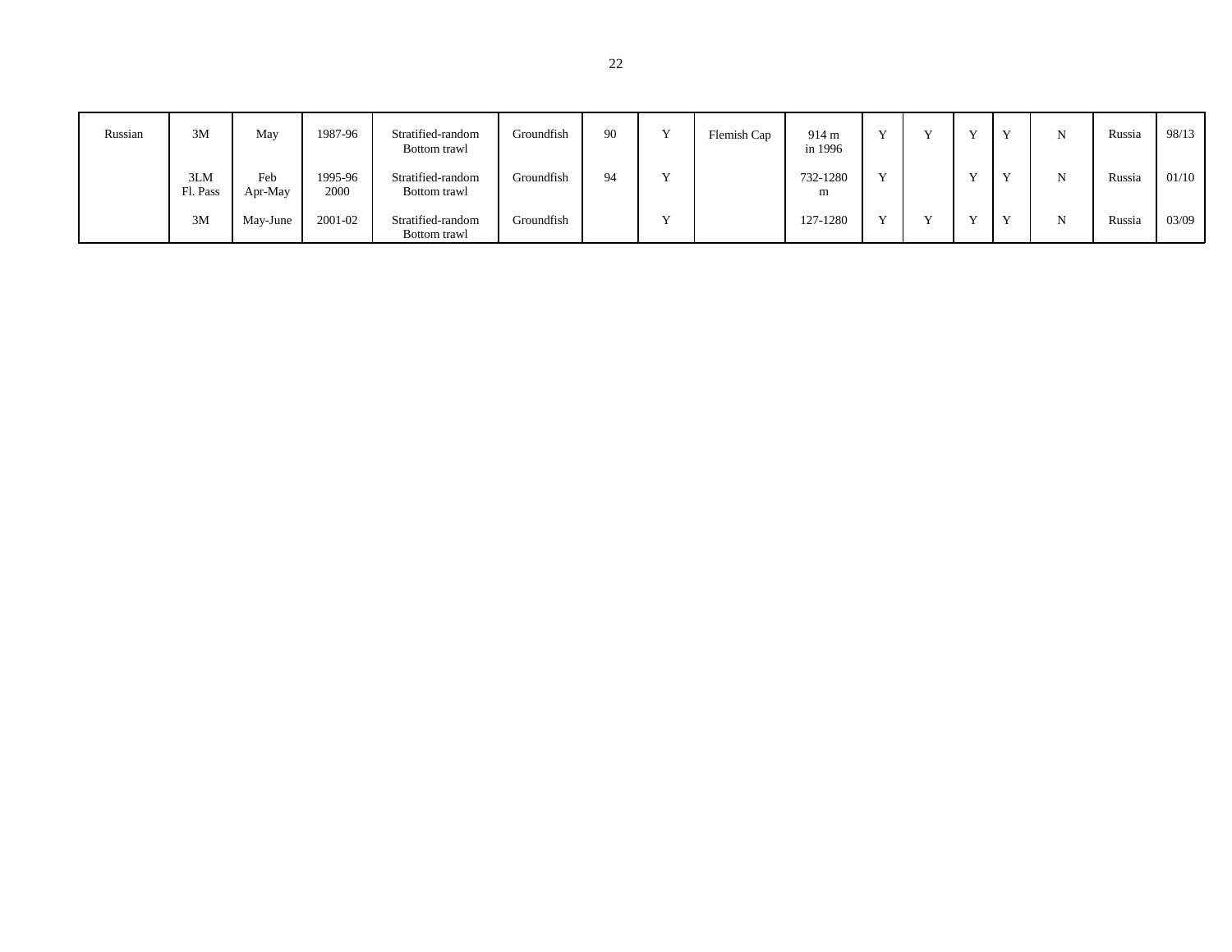| | | | | | | | | | | | | | | | | |
|---|---|---|---|---|---|---|---|---|---|---|---|---|---|---|---|---|
| Russian | 3M | May | 1987-96 | Stratified-random Bottom trawl | Groundfish | 90 | Y | Flemish Cap | 914 m in 1996 | Y | Y | Y | Y | N | Russia | 98/13 |
| | 3LM Fl. Pass | Feb Apr-May | 1995-96 2000 | Stratified-random Bottom trawl | Groundfish | 94 | Y | | 732-1280 m | Y | | Y | Y | N | Russia | 01/10 |
| | 3M | May-June | 2001-02 | Stratified-random Bottom trawl | Groundfish | | Y | | 127-1280 | Y | Y | Y | Y | N | Russia | 03/09 |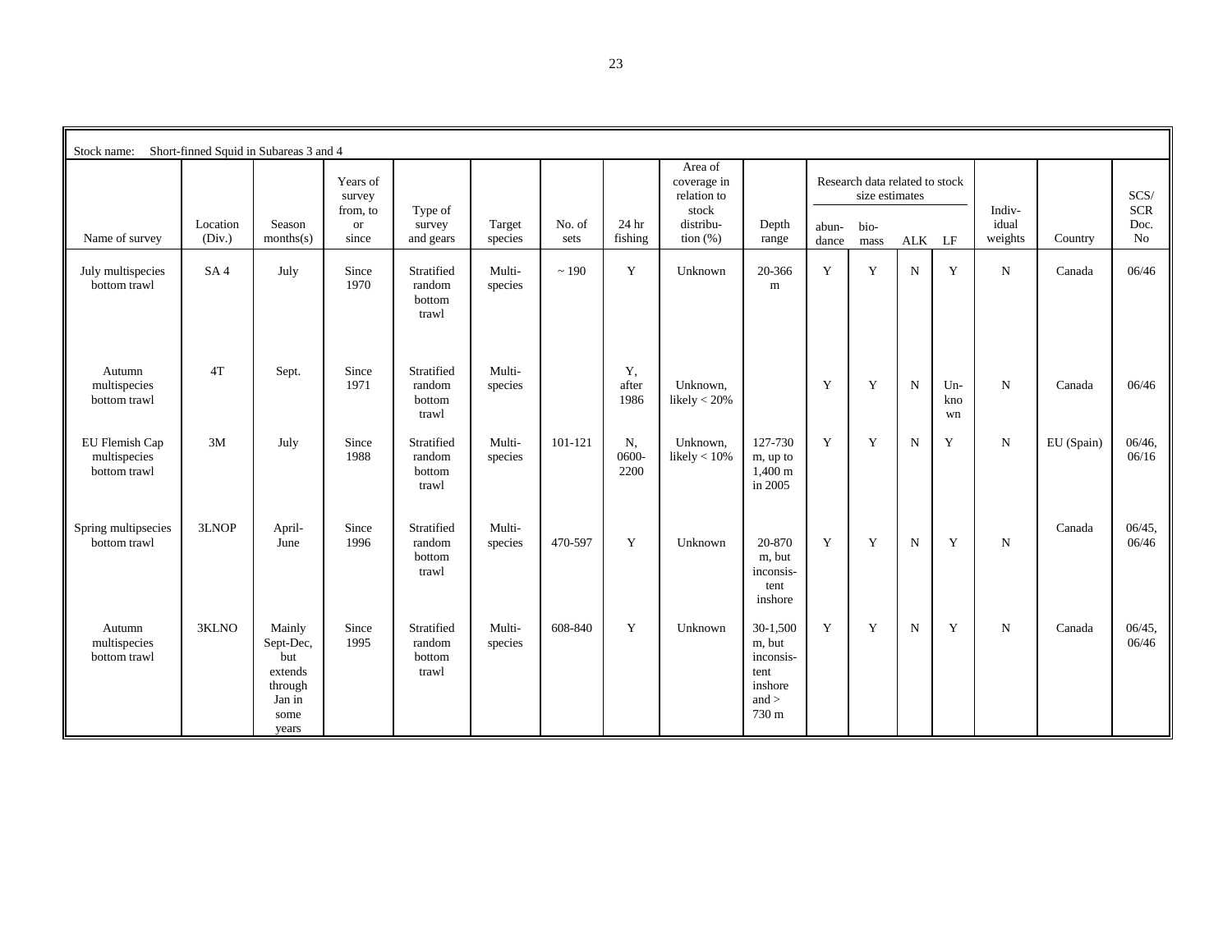| Stock name: Short-finned Squid in Subareas 3 and 4 | | | | | | | | | | | | | | | | |
|---|---|---|---|---|---|---|---|---|---|---|---|---|---|---|---|---|
| Name of survey | Location (Div.) | Season months(s) | Years of survey from, to or since | Type of survey and gears | Target species | No. of sets | 24 hr fishing | Area of coverage in relation to stock distribution (%) | Depth range | Research data related to stock size estimates | | | | Individual weights | Country | SCS/ SCR Doc. No |
| | | | | | | | | | | abundance | biomass | ALK | LF | | | |
| July multispecies bottom trawl | SA 4 | July | Since 1970 | Stratified random bottom trawl | Multi-species | ~ 190 | Y | Unknown | 20-366 m | Y | Y | N | Y | N | Canada | 06/46 |
| Autumn multispecies bottom trawl | 4T | Sept. | Since 1971 | Stratified random bottom trawl | Multi-species | | Y, after 1986 | Unknown, likely < 20% | | Y | Y | N | Unknown | N | Canada | 06/46 |
| EU Flemish Cap multispecies bottom trawl | 3M | July | Since 1988 | Stratified random bottom trawl | Multi-species | 101-121 | N, 0600-2200 | Unknown, likely < 10% | 127-730 m, up to 1,400 m in 2005 | Y | Y | N | Y | N | EU (Spain) | 06/46, 06/16 |
| Spring multipsecies bottom trawl | 3LNOP | April-June | Since 1996 | Stratified random bottom trawl | Multi-species | 470-597 | Y | Unknown | 20-870 m, but inconsistent inshore | Y | Y | N | Y | N | Canada | 06/45, 06/46 |
| Autumn multispecies bottom trawl | 3KLNO | Mainly Sept-Dec, but extends through Jan in some years | Since 1995 | Stratified random bottom trawl | Multi-species | 608-840 | Y | Unknown | 30-1,500 m, but inconsistent inshore and > 730 m | Y | Y | N | Y | N | Canada | 06/45, 06/46 |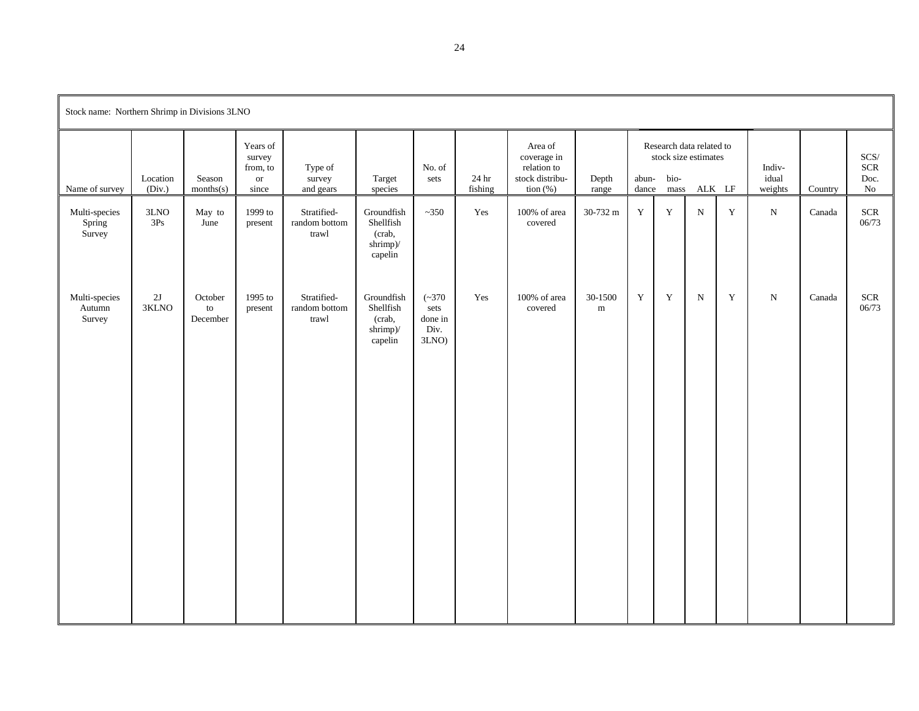Stock name: Northern Shrimp in Divisions 3LNO

| Name of survey | Location (Div.) | Season months(s) | Years of survey from, to or since | Type of survey and gears | Target species | No. of sets | 24 hr fishing | Area of coverage in relation to stock distribution (%) | Depth range | Research data related to stock size estimates | | | | Individual weights | Country | SCS/ SCR Doc. No |
|---|---|---|---|---|---|---|---|---|---|---|---|---|---|---|---|---|
| | | | | | | | | | | abundance | biomass | ALK | LF | | | |
| Multi-species Spring Survey | 3LNO 3Ps | May to June | 1999 to present | Stratified-random bottom trawl | Groundfish Shellfish (crab, shrimp)/ capelin | ~350 | Yes | 100% of area covered | 30-732 m | Y | Y | N | Y | N | Canada | SCR 06/73 |
| Multi-species Autumn Survey | 2J 3KLNO | October to December | 1995 to present | Stratified-random bottom trawl | Groundfish Shellfish (crab, shrimp)/ capelin | (~370 sets done in Div. 3LNO) | Yes | 100% of area covered | 30-1500 m | Y | Y | N | Y | N | Canada | SCR 06/73 |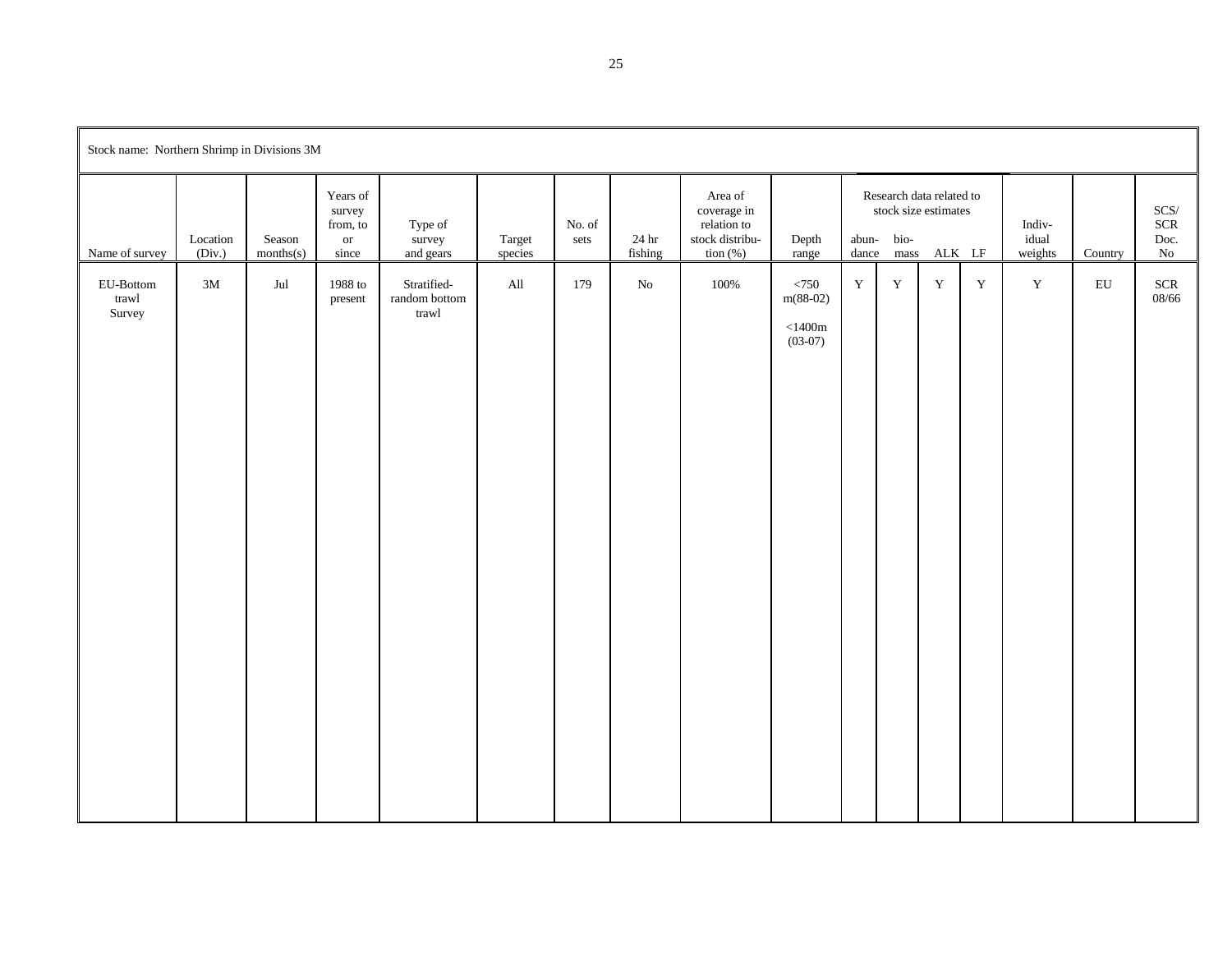Stock name: Northern Shrimp in Divisions 3M

| Name of survey | Location (Div.) | Season months(s) | Years of survey from, to or since | Type of survey and gears | Target species | No. of sets | 24 hr fishing | Area of coverage in relation to stock distribution (%) | Depth range | Research data related to stock size estimates | | | | Individual weights | Country | SCS/ SCR Doc. No |
|---|---|---|---|---|---|---|---|---|---|---|---|---|---|---|---|---|
| | | | | | | | | | | abundance | biomass | ALK | LF | | | |
| EU-Bottom trawl Survey | 3M | Jul | 1988 to present | Stratified-random bottom trawl | All | 179 | No | 100% | <750 m(88-02)<br><1400m (03-07) | Y | Y | Y | Y | Y | EU | SCR 08/66 |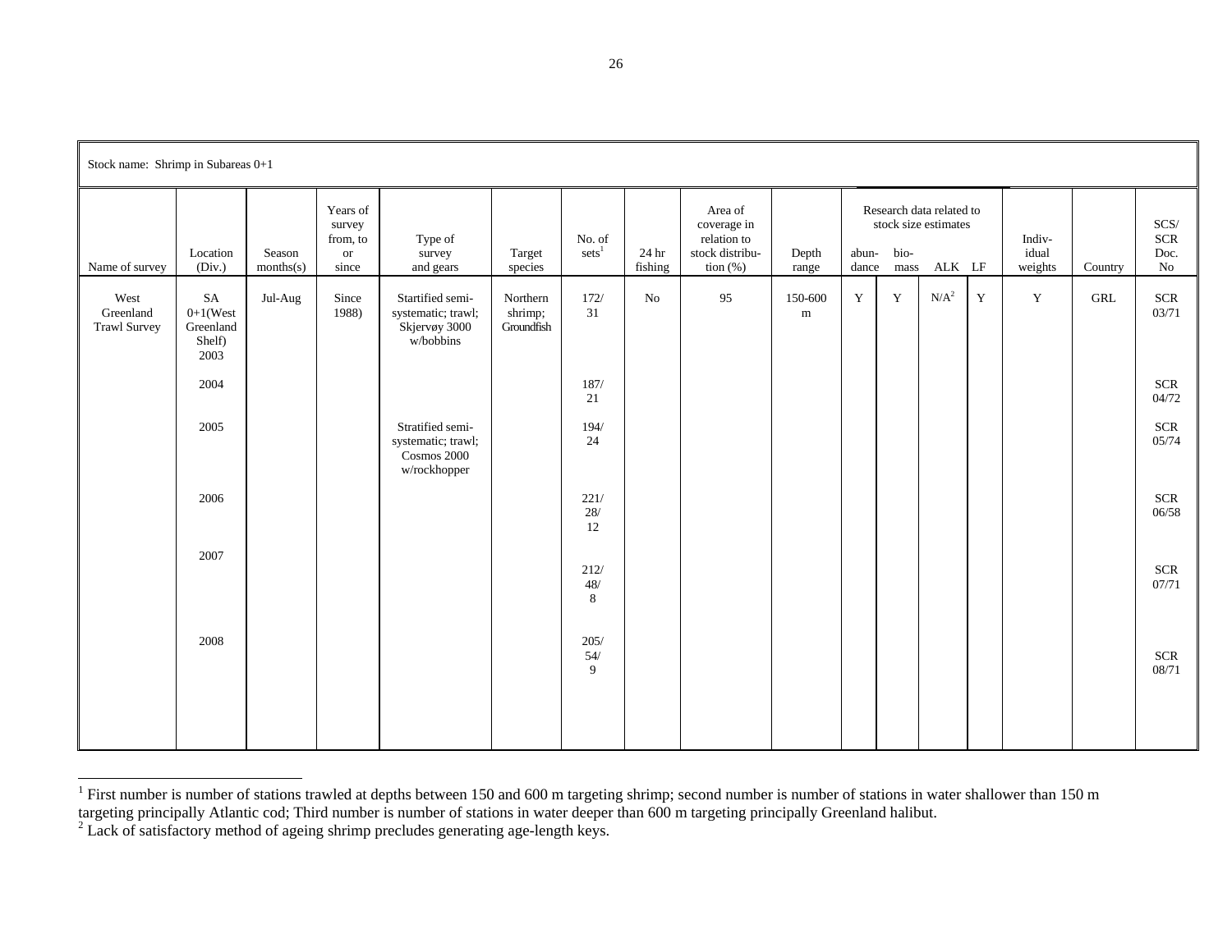| Stock name: Shrimp in Subareas 0+1 | | | | | | | | | | | | | | | | |
|---|---|---|---|---|---|---|---|---|---|---|---|---|---|---|---|---|
| Name of survey | Location (Div.) | Season months(s) | Years of survey from, to or since | Type of survey and gears | Target species | No. of sets[1] | 24 hr fishing | Area of coverage in relation to stock distribution (%) | Depth range | Research data related to stock size estimates | | | | Individual weights | Country | SCS/ SCR Doc. No |
| | | | | | | | | | | abundance | biomass | ALK | LF | | | |
| West Greenland Trawl Survey | SA 0+1(West Greenland Shelf) 2003 | Jul-Aug | Since 1988) | Startified semi-systematic; trawl; Skjervøy 3000 w/bobbins | Northern shrimp; Groundfish | 172/ 31 | No | 95 | 150-600 m | Y | Y | N/A[2] | Y | Y | GRL | SCR 03/71 |
| | 2004 | | | | | 187/ 21 | | | | | | | | | | SCR 04/72 |
| | 2005 | | | Stratified semi-systematic; trawl; Cosmos 2000 w/rockhopper | | 194/ 24 | | | | | | | | | | SCR 05/74 |
| | 2006 | | | | | 221/ 28/ 12 | | | | | | | | | | SCR 06/58 |
| | 2007 | | | | | 212/ 48/ 8 | | | | | | | | | | SCR 07/71 |
| | 2008 | | | | | 205/ 54/ 9 | | | | | | | | | | SCR 08/71 |

[1] First number is number of stations trawled at depths between 150 and 600 m targeting shrimp; second number is number of stations in water shallower than 150 m targeting principally Atlantic cod; Third number is number of stations in water deeper than 600 m targeting principally Greenland halibut.

[2] Lack of satisfactory method of ageing shrimp precludes generating age-length keys.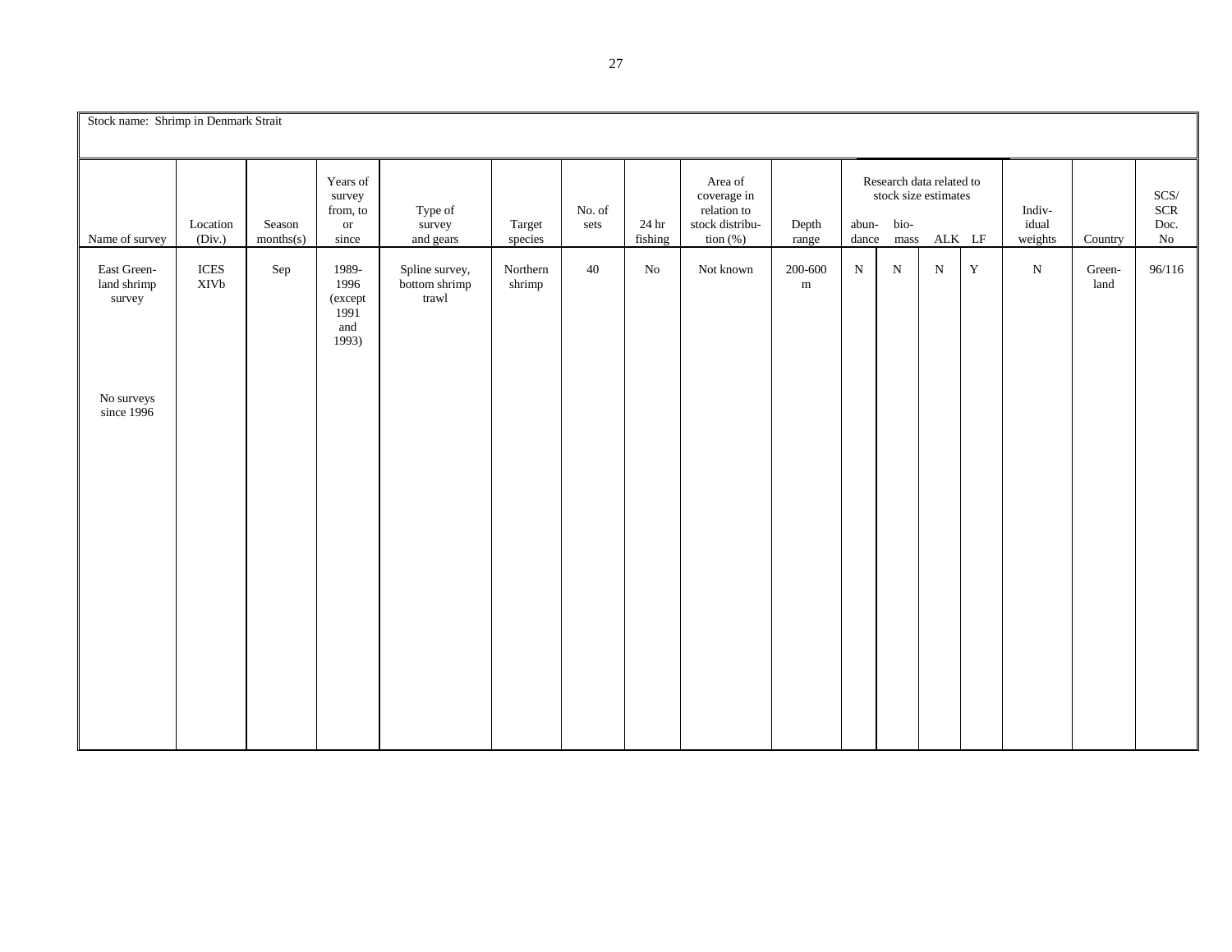Stock name: Shrimp in Denmark Strait

| Name of survey | Location (Div.) | Season months(s) | Years of survey from, to or since | Type of survey and gears | Target species | No. of sets | 24 hr fishing | Area of coverage in relation to stock distribution (%) | Depth range | Research data related to stock size estimates: abundance | bio-mass | ALK | LF | Individual weights | Country | SCS/ SCR Doc. No |
|---|---|---|---|---|---|---|---|---|---|---|---|---|---|---|---|---|
| East Greenland shrimp survey | ICES XIVb | Sep | 1989-1996 (except 1991 and 1993) | Spline survey, bottom shrimp trawl | Northern shrimp | 40 | No | Not known | 200-600 m | N | N | N | Y | N | Greenland | 96/116 |
| No surveys since 1996 | | | | | | | | | | | | | | | | |